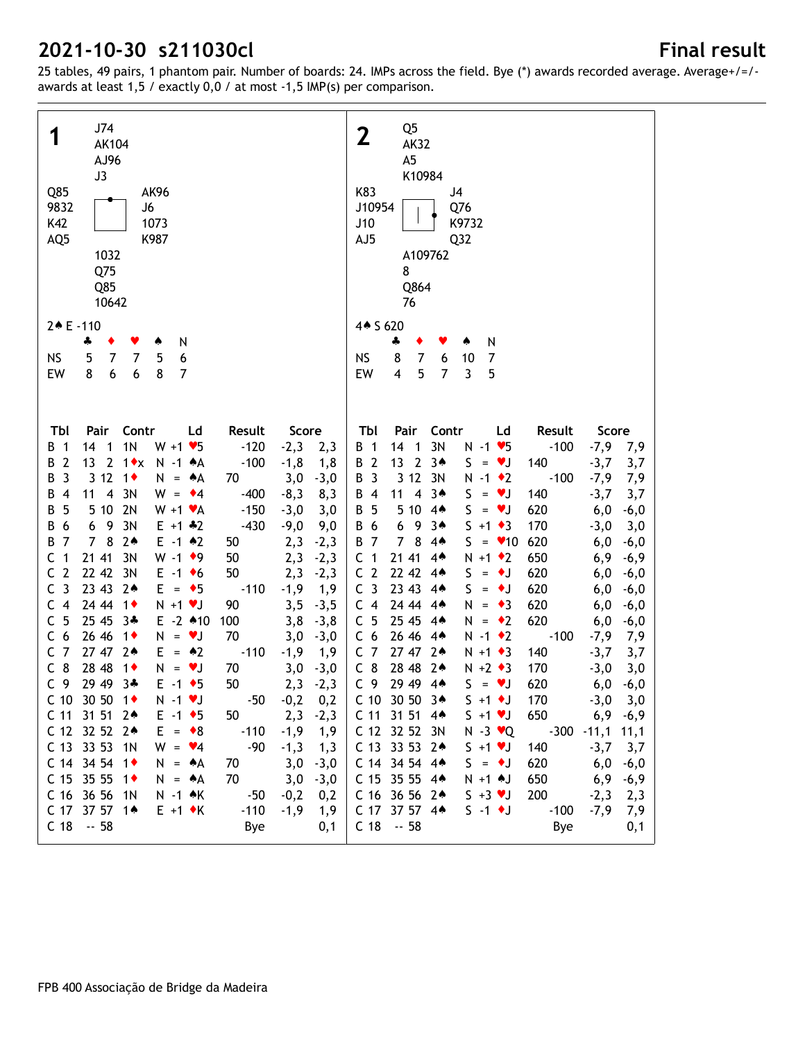# 2021-10-30 s211030cl

**Final result**

25 tables, 49 pairs, 1 phantom pair. Number of boards: 24. IMPs across the field. Bye (*) awards recorded average. Average+/=/- awards at least 1,5 / exactly 0,0 / at most -1,5 IMP(s) per comparison.

## Board 1

```
                J74
                AK104
                AJ96
                J3
Q85                             AK96
9832                            J6
K42                             1073
AQ5                             K987
                1032
                Q75
                Q85
                10642
```

2♠ E -110

|  | ♣ | ♦ | ♥ | ♠ | N |
|---|---|---|---|---|---|
| NS | 5 | 7 | 7 | 5 | 6 |
| EW | 8 | 6 | 6 | 8 | 7 |

| Tbl | Pair | Contr | Ld | Result | | Score | |
|---|---|---|---|---|---|---|---|
| B 1 | 14 1 | 1N W +1 | ♥5 | | -120 | -2,3 | 2,3 |
| B 2 | 13 2 | 1♦x N -1 | ♠A | | -100 | -1,8 | 1,8 |
| B 3 | 3 12 | 1♦ N = | ♠A | 70 | | 3,0 | -3,0 |
| B 4 | 11 4 | 3N W = | ♦4 | | -400 | -8,3 | 8,3 |
| B 5 | 5 10 | 2N W +1 | ♥A | | -150 | -3,0 | 3,0 |
| B 6 | 6 9 | 3N E +1 | ♣2 | | -430 | -9,0 | 9,0 |
| B 7 | 7 8 | 2♠ E -1 | ♠2 | 50 | | 2,3 | -2,3 |
| C 1 | 21 41 | 3N W -1 | ♦9 | 50 | | 2,3 | -2,3 |
| C 2 | 22 42 | 3N E -1 | ♦6 | 50 | | 2,3 | -2,3 |
| C 3 | 23 43 | 2♠ E = | ♦5 | | -110 | -1,9 | 1,9 |
| C 4 | 24 44 | 1♦ N +1 | ♥J | 90 | | 3,5 | -3,5 |
| C 5 | 25 45 | 3♣ E -2 | ♠10 | 100 | | 3,8 | -3,8 |
| C 6 | 26 46 | 1♦ N = | ♥J | 70 | | 3,0 | -3,0 |
| C 7 | 27 47 | 2♠ E = | ♠2 | | -110 | -1,9 | 1,9 |
| C 8 | 28 48 | 1♦ N = | ♥J | 70 | | 3,0 | -3,0 |
| C 9 | 29 49 | 3♣ E -1 | ♦5 | 50 | | 2,3 | -2,3 |
| C 10 | 30 50 | 1♦ N -1 | ♥J | | -50 | -0,2 | 0,2 |
| C 11 | 31 51 | 2♠ E -1 | ♦5 | 50 | | 2,3 | -2,3 |
| C 12 | 32 52 | 2♠ E = | ♦8 | | -110 | -1,9 | 1,9 |
| C 13 | 33 53 | 1N W = | ♥4 | | -90 | -1,3 | 1,3 |
| C 14 | 34 54 | 1♦ N = | ♠A | 70 | | 3,0 | -3,0 |
| C 15 | 35 55 | 1♦ N = | ♠A | 70 | | 3,0 | -3,0 |
| C 16 | 36 56 | 1N N -1 | ♠K | | -50 | -0,2 | 0,2 |
| C 17 | 37 57 | 1♠ E +1 | ♦K | | -110 | -1,9 | 1,9 |
| C 18 | -- 58 | | | | Bye | | 0,1 |

## Board 2

```
                Q5
                AK32
                A5
                K10984
K83                             J4
J10954                          Q76
J10                             K9732
AJ5                             Q32
                A109762
                8
                Q864
                76
```

4♠ S 620

|  | ♣ | ♦ | ♥ | ♠ | N |
|---|---|---|---|---|---|
| NS | 8 | 7 | 6 | 10 | 7 |
| EW | 4 | 5 | 7 | 3 | 5 |

| Tbl | Pair | Contr | Ld | Result | | Score | |
|---|---|---|---|---|---|---|---|
| B 1 | 14 1 | 3N N -1 | ♥5 | | -100 | -7,9 | 7,9 |
| B 2 | 13 2 | 3♠ S = | ♥J | 140 | | -3,7 | 3,7 |
| B 3 | 3 12 | 3N N -1 | ♦2 | | -100 | -7,9 | 7,9 |
| B 4 | 11 4 | 3♠ S = | ♥J | 140 | | -3,7 | 3,7 |
| B 5 | 5 10 | 4♠ S = | ♥J | 620 | | 6,0 | -6,0 |
| B 6 | 6 9 | 3♠ S +1 | ♦3 | 170 | | -3,0 | 3,0 |
| B 7 | 7 8 | 4♠ S = | ♥10 | 620 | | 6,0 | -6,0 |
| C 1 | 21 41 | 4♠ N +1 | ♦2 | 650 | | 6,9 | -6,9 |
| C 2 | 22 42 | 4♠ S = | ♦J | 620 | | 6,0 | -6,0 |
| C 3 | 23 43 | 4♠ S = | ♦J | 620 | | 6,0 | -6,0 |
| C 4 | 24 44 | 4♠ N = | ♦3 | 620 | | 6,0 | -6,0 |
| C 5 | 25 45 | 4♠ N = | ♦2 | 620 | | 6,0 | -6,0 |
| C 6 | 26 46 | 4♠ N -1 | ♦2 | | -100 | -7,9 | 7,9 |
| C 7 | 27 47 | 2♠ N +1 | ♦3 | 140 | | -3,7 | 3,7 |
| C 8 | 28 48 | 2♠ N +2 | ♦3 | 170 | | -3,0 | 3,0 |
| C 9 | 29 49 | 4♠ S = | ♥J | 620 | | 6,0 | -6,0 |
| C 10 | 30 50 | 3♠ S +1 | ♦J | 170 | | -3,0 | 3,0 |
| C 11 | 31 51 | 4♠ S +1 | ♥J | 650 | | 6,9 | -6,9 |
| C 12 | 32 52 | 3N N -3 | ♥Q | | -300 | -11,1 | 11,1 |
| C 13 | 33 53 | 2♠ S +1 | ♥J | 140 | | -3,7 | 3,7 |
| C 14 | 34 54 | 4♠ S = | ♦J | 620 | | 6,0 | -6,0 |
| C 15 | 35 55 | 4♠ N +1 | ♠J | 650 | | 6,9 | -6,9 |
| C 16 | 36 56 | 2♠ S +3 | ♥J | 200 | | -2,3 | 2,3 |
| C 17 | 37 57 | 4♠ S -1 | ♦J | | -100 | -7,9 | 7,9 |
| C 18 | -- 58 | | | | Bye | | 0,1 |

FPB 400 Associação de Bridge da Madeira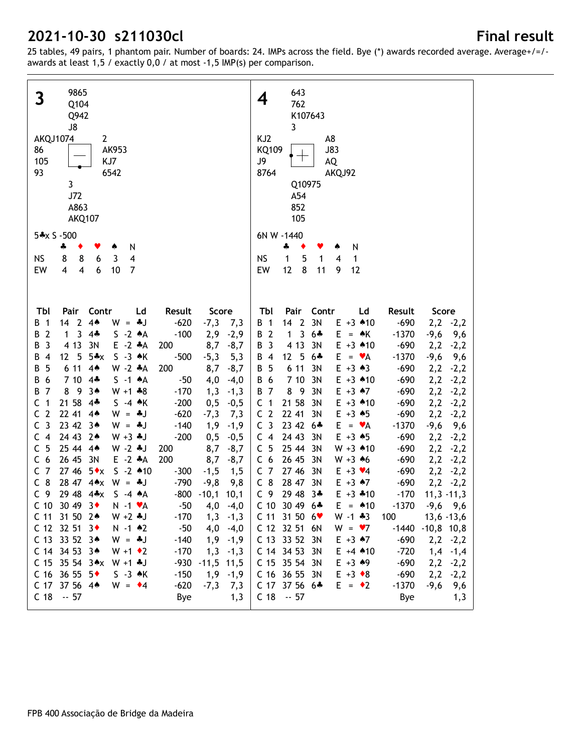# 2021-10-30 s211030cl — Final result

25 tables, 49 pairs, 1 phantom pair. Number of boards: 24. IMPs across the field. Bye (*) awards recorded average. Average+/=/- awards at least 1,5 / exactly 0,0 / at most -1,5 IMP(s) per comparison.

## Board 3

```
            9865
            Q104
            Q942
            J8
AKQJ1074            2
86                  AK953
105                 KJ7
93                  6542
            3
            J72
            A863
            AKQ107
```

5♣x S -500

|  | ♣ | ♦ | ♥ | ♠ | N |
|---|---|---|---|---|---|
| NS | 8 | 8 | 6 | 3 | 4 |
| EW | 4 | 4 | 6 | 10 | 7 |

| Tbl | Pair | | Contr | | Ld | Result | | Score | |
|---|---|---|---|---|---|---|---|---|---|
| B 1 | 14 | 2 | 4♠ | W = | ♣J | | -620 | -7,3 | 7,3 |
| B 2 | 1 | 3 | 4♣ | S -2 | ♠A | | -100 | 2,9 | -2,9 |
| B 3 | 4 | 13 | 3N | E -2 | ♣A | 200 | | 8,7 | -8,7 |
| B 4 | 12 | 5 | 5♣x | S -3 | ♠K | | -500 | -5,3 | 5,3 |
| B 5 | 6 | 11 | 4♠ | W -2 | ♣A | 200 | | 8,7 | -8,7 |
| B 6 | 7 | 10 | 4♣ | S -1 | ♠A | | -50 | 4,0 | -4,0 |
| B 7 | 8 | 9 | 3♠ | W +1 | ♣8 | | -170 | 1,3 | -1,3 |
| C 1 | 21 | 58 | 4♣ | S -4 | ♠K | | -200 | 0,5 | -0,5 |
| C 2 | 22 | 41 | 4♠ | W = | ♣J | | -620 | -7,3 | 7,3 |
| C 3 | 23 | 42 | 3♠ | W = | ♣J | | -140 | 1,9 | -1,9 |
| C 4 | 24 | 43 | 2♠ | W +3 | ♣J | | -200 | 0,5 | -0,5 |
| C 5 | 25 | 44 | 4♠ | W -2 | ♣J | 200 | | 8,7 | -8,7 |
| C 6 | 26 | 45 | 3N | E -2 | ♣A | 200 | | 8,7 | -8,7 |
| C 7 | 27 | 46 | 5♦x | S -2 | ♠10 | | -300 | -1,5 | 1,5 |
| C 8 | 28 | 47 | 4♠x | W = | ♣J | | -790 | -9,8 | 9,8 |
| C 9 | 29 | 48 | 4♣x | S -4 | ♠A | | -800 | -10,1 | 10,1 |
| C 10 | 30 | 49 | 3♦ | N -1 | ♥A | | -50 | 4,0 | -4,0 |
| C 11 | 31 | 50 | 2♠ | W +2 | ♣J | | -170 | 1,3 | -1,3 |
| C 12 | 32 | 51 | 3♦ | N -1 | ♠2 | | -50 | 4,0 | -4,0 |
| C 13 | 33 | 52 | 3♠ | W = | ♣J | | -140 | 1,9 | -1,9 |
| C 14 | 34 | 53 | 3♠ | W +1 | ♦2 | | -170 | 1,3 | -1,3 |
| C 15 | 35 | 54 | 3♠x | W +1 | ♣J | | -930 | -11,5 | 11,5 |
| C 16 | 36 | 55 | 5♦ | S -3 | ♠K | | -150 | 1,9 | -1,9 |
| C 17 | 37 | 56 | 4♠ | W = | ♦4 | | -620 | -7,3 | 7,3 |
| C 18 | -- | 57 | | | | | Bye | | 1,3 |

## Board 4

```
            643
            762
            K107643
            3
KJ2                 A8
KQ109               J83
J9                  AQ
8764                AKQJ92
            Q10975
            A54
            852
            105
```

6N W -1440

|  | ♣ | ♦ | ♥ | ♠ | N |
|---|---|---|---|---|---|
| NS | 1 | 5 | 1 | 4 | 1 |
| EW | 12 | 8 | 11 | 9 | 12 |

| Tbl | Pair | | Contr | | Ld | Result | | Score | |
|---|---|---|---|---|---|---|---|---|---|
| B 1 | 14 | 2 | 3N | E +3 | ♠10 | | -690 | 2,2 | -2,2 |
| B 2 | 1 | 3 | 6♣ | E = | ♠K | | -1370 | -9,6 | 9,6 |
| B 3 | 4 | 13 | 3N | E +3 | ♠10 | | -690 | 2,2 | -2,2 |
| B 4 | 12 | 5 | 6♣ | E = | ♥A | | -1370 | -9,6 | 9,6 |
| B 5 | 6 | 11 | 3N | E +3 | ♠3 | | -690 | 2,2 | -2,2 |
| B 6 | 7 | 10 | 3N | E +3 | ♠10 | | -690 | 2,2 | -2,2 |
| B 7 | 8 | 9 | 3N | E +3 | ♠7 | | -690 | 2,2 | -2,2 |
| C 1 | 21 | 58 | 3N | E +3 | ♠10 | | -690 | 2,2 | -2,2 |
| C 2 | 22 | 41 | 3N | E +3 | ♠5 | | -690 | 2,2 | -2,2 |
| C 3 | 23 | 42 | 6♣ | E = | ♥A | | -1370 | -9,6 | 9,6 |
| C 4 | 24 | 43 | 3N | E +3 | ♠5 | | -690 | 2,2 | -2,2 |
| C 5 | 25 | 44 | 3N | W +3 | ♠10 | | -690 | 2,2 | -2,2 |
| C 6 | 26 | 45 | 3N | W +3 | ♠6 | | -690 | 2,2 | -2,2 |
| C 7 | 27 | 46 | 3N | E +3 | ♥4 | | -690 | 2,2 | -2,2 |
| C 8 | 28 | 47 | 3N | E +3 | ♠7 | | -690 | 2,2 | -2,2 |
| C 9 | 29 | 48 | 3♣ | E +3 | ♣10 | | -170 | 11,3 | -11,3 |
| C 10 | 30 | 49 | 6♣ | E = | ♠10 | | -1370 | -9,6 | 9,6 |
| C 11 | 31 | 50 | 6♥ | W -1 | ♣3 | 100 | | 13,6 | -13,6 |
| C 12 | 32 | 51 | 6N | W = | ♥7 | | -1440 | -10,8 | 10,8 |
| C 13 | 33 | 52 | 3N | E +3 | ♠7 | | -690 | 2,2 | -2,2 |
| C 14 | 34 | 53 | 3N | E +4 | ♠10 | | -720 | 1,4 | -1,4 |
| C 15 | 35 | 54 | 3N | E +3 | ♠9 | | -690 | 2,2 | -2,2 |
| C 16 | 36 | 55 | 3N | E +3 | ♦8 | | -690 | 2,2 | -2,2 |
| C 17 | 37 | 56 | 6♣ | E = | ♦2 | | -1370 | -9,6 | 9,6 |
| C 18 | -- | 57 | | | | | Bye | | 1,3 |

FPB 400 Associação de Bridge da Madeira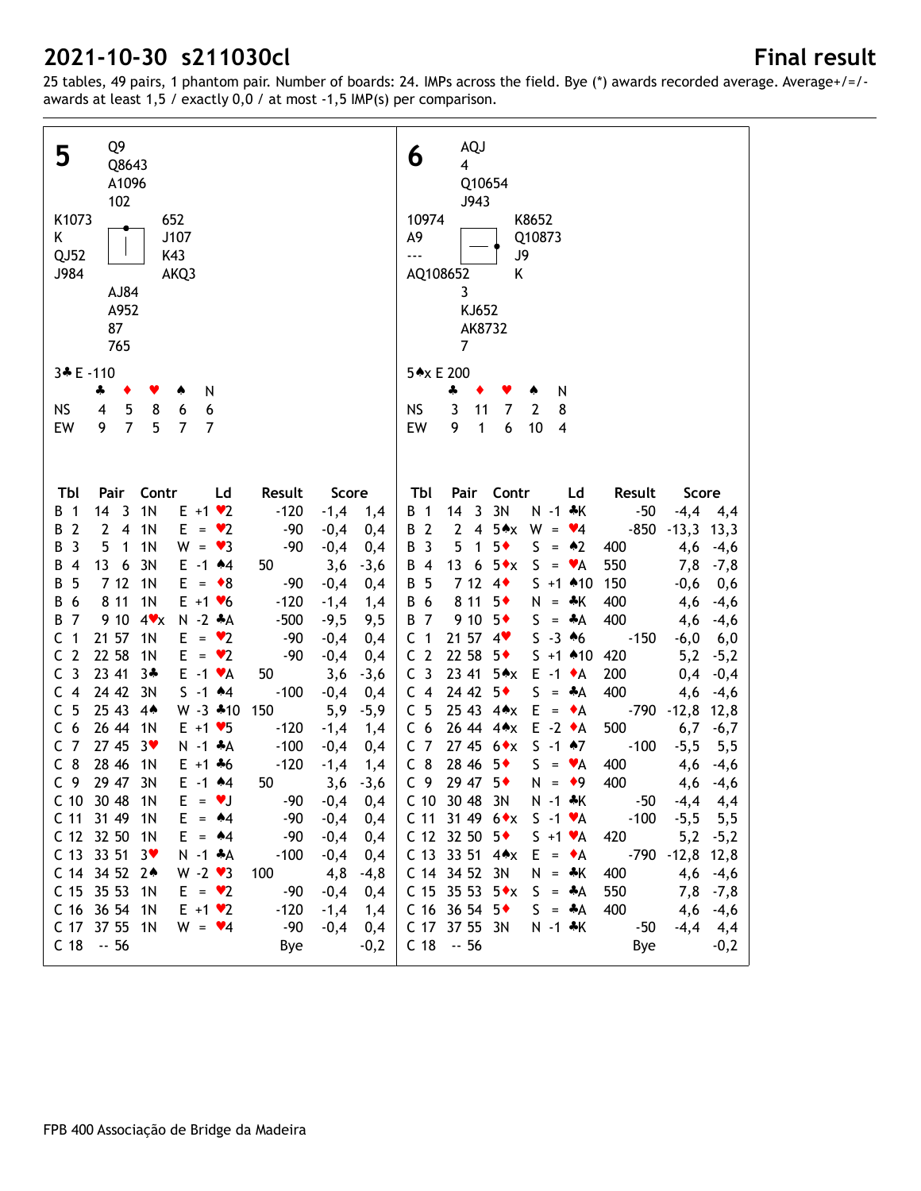# 2021-10-30 s211030cl

## Final result

25 tables, 49 pairs, 1 phantom pair. Number of boards: 24. IMPs across the field. Bye (*) awards recorded average. Average+/=/- awards at least 1,5 / exactly 0,0 / at most -1,5 IMP(s) per comparison.

---

### Board 5

Dealer: North

North: ♠ Q9 ♥ Q8643 ♦ A1096 ♣ 102

West: ♠ K1073 ♥ K ♦ QJ52 ♣ J984

East: ♠ 652 ♥ J107 ♦ K43 ♣ AKQ3

South: ♠ AJ84 ♥ A952 ♦ 87 ♣ 765

3♣ E -110

| | ♣ | ♦ | ♥ | ♠ | N |
|---|---|---|---|---|---|
| NS | 4 | 5 | 8 | 6 | 6 |
| EW | 9 | 7 | 5 | 7 | 7 |

| Tbl | Pair | Contr | Ld | Result | | Score | |
|---|---|---|---|---|---|---|---|
| B 1 | 14 3 | 1N E +1 | ♥2 | | -120 | -1,4 | 1,4 |
| B 2 | 2 4 | 1N E = | ♥2 | | -90 | -0,4 | 0,4 |
| B 3 | 5 1 | 1N W = | ♥3 | | -90 | -0,4 | 0,4 |
| B 4 | 13 6 | 3N E -1 | ♠4 | 50 | | 3,6 | -3,6 |
| B 5 | 7 12 | 1N E = | ♦8 | | -90 | -0,4 | 0,4 |
| B 6 | 8 11 | 1N E +1 | ♥6 | | -120 | -1,4 | 1,4 |
| B 7 | 9 10 | 4♥x N -2 | ♣A | | -500 | -9,5 | 9,5 |
| C 1 | 21 57 | 1N E = | ♥2 | | -90 | -0,4 | 0,4 |
| C 2 | 22 58 | 1N E = | ♥2 | | -90 | -0,4 | 0,4 |
| C 3 | 23 41 | 3♣ E -1 | ♥A | 50 | | 3,6 | -3,6 |
| C 4 | 24 42 | 3N S -1 | ♠4 | | -100 | -0,4 | 0,4 |
| C 5 | 25 43 | 4♠ W -3 | ♣10 | 150 | | 5,9 | -5,9 |
| C 6 | 26 44 | 1N E +1 | ♥5 | | -120 | -1,4 | 1,4 |
| C 7 | 27 45 | 3♥ N -1 | ♣A | | -100 | -0,4 | 0,4 |
| C 8 | 28 46 | 1N E +1 | ♣6 | | -120 | -1,4 | 1,4 |
| C 9 | 29 47 | 3N E -1 | ♠4 | 50 | | 3,6 | -3,6 |
| C 10 | 30 48 | 1N E = | ♥J | | -90 | -0,4 | 0,4 |
| C 11 | 31 49 | 1N E = | ♠4 | | -90 | -0,4 | 0,4 |
| C 12 | 32 50 | 1N E = | ♠4 | | -90 | -0,4 | 0,4 |
| C 13 | 33 51 | 3♥ N -1 | ♣A | | -100 | -0,4 | 0,4 |
| C 14 | 34 52 | 2♠ W -2 | ♥3 | 100 | | 4,8 | -4,8 |
| C 15 | 35 53 | 1N E = | ♥2 | | -90 | -0,4 | 0,4 |
| C 16 | 36 54 | 1N E +1 | ♥2 | | -120 | -1,4 | 1,4 |
| C 17 | 37 55 | 1N W = | ♥4 | | -90 | -0,4 | 0,4 |
| C 18 | -- 56 | | | Bye | | | -0,2 |

---

### Board 6

Dealer: East

North: ♠ AQJ ♥ 4 ♦ Q10654 ♣ J943

West: ♠ 10974 ♥ A9 ♦ --- ♣ AQ108652

East: ♠ K8652 ♥ Q10873 ♦ J9 ♣ K

South: ♠ 3 ♥ KJ652 ♦ AK8732 ♣ 7

5♠x E 200

| | ♣ | ♦ | ♥ | ♠ | N |
|---|---|---|---|---|---|
| NS | 3 | 11 | 7 | 2 | 8 |
| EW | 9 | 1 | 6 | 10 | 4 |

| Tbl | Pair | Contr | Ld | Result | | Score | |
|---|---|---|---|---|---|---|---|
| B 1 | 14 3 | 3N N -1 | ♣K | | -50 | -4,4 | 4,4 |
| B 2 | 2 4 | 5♠x W = | ♥4 | | -850 | -13,3 | 13,3 |
| B 3 | 5 1 | 5♦ S = | ♠2 | 400 | | 4,6 | -4,6 |
| B 4 | 13 6 | 5♦x S = | ♥A | 550 | | 7,8 | -7,8 |
| B 5 | 7 12 | 4♦ S +1 | ♠10 | 150 | | -0,6 | 0,6 |
| B 6 | 8 11 | 5♦ N = | ♣K | 400 | | 4,6 | -4,6 |
| B 7 | 9 10 | 5♦ S = | ♣A | 400 | | 4,6 | -4,6 |
| C 1 | 21 57 | 4♥ S -3 | ♠6 | | -150 | -6,0 | 6,0 |
| C 2 | 22 58 | 5♦ S +1 | ♠10 | 420 | | 5,2 | -5,2 |
| C 3 | 23 41 | 5♠x E -1 | ♦A | 200 | | 0,4 | -0,4 |
| C 4 | 24 42 | 5♦ S = | ♣A | 400 | | 4,6 | -4,6 |
| C 5 | 25 43 | 4♠x E = | ♦A | | -790 | -12,8 | 12,8 |
| C 6 | 26 44 | 4♠x E -2 | ♦A | 500 | | 6,7 | -6,7 |
| C 7 | 27 45 | 6♦x S -1 | ♠7 | | -100 | -5,5 | 5,5 |
| C 8 | 28 46 | 5♦ S = | ♥A | 400 | | 4,6 | -4,6 |
| C 9 | 29 47 | 5♦ N = | ♦9 | 400 | | 4,6 | -4,6 |
| C 10 | 30 48 | 3N N -1 | ♣K | | -50 | -4,4 | 4,4 |
| C 11 | 31 49 | 6♦x S -1 | ♥A | | -100 | -5,5 | 5,5 |
| C 12 | 32 50 | 5♦ S +1 | ♥A | 420 | | 5,2 | -5,2 |
| C 13 | 33 51 | 4♠x E = | ♦A | | -790 | -12,8 | 12,8 |
| C 14 | 34 52 | 3N N = | ♣K | 400 | | 4,6 | -4,6 |
| C 15 | 35 53 | 5♦x S = | ♣A | 550 | | 7,8 | -7,8 |
| C 16 | 36 54 | 5♦ S = | ♣A | 400 | | 4,6 | -4,6 |
| C 17 | 37 55 | 3N N -1 | ♣K | | -50 | -4,4 | 4,4 |
| C 18 | -- 56 | | | Bye | | | -0,2 |

FPB 400 Associação de Bridge da Madeira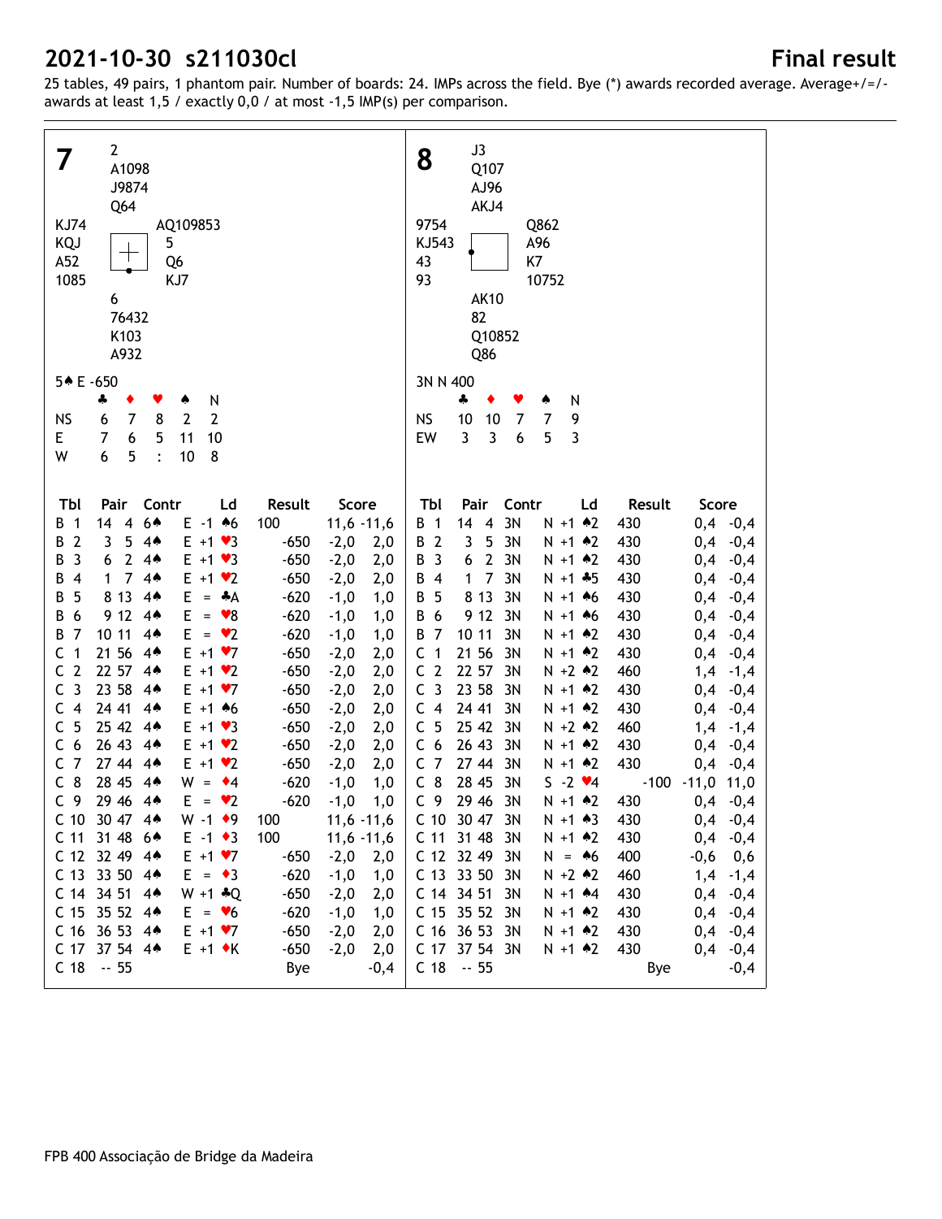# 2021-10-30 s211030cl

## Final result

25 tables, 49 pairs, 1 phantom pair. Number of boards: 24. IMPs across the field. Bye (*) awards recorded average. Average+/=/- awards at least 1,5 / exactly 0,0 / at most -1,5 IMP(s) per comparison.

---

### Board 7

```
            2
            A1098
            J9874
            Q64
KJ74                   AQ109853
KQJ                    5
A52                    Q6
1085                   KJ7
            6
            76432
            K103
            A932
```

5♠ E -650

|  | ♣ | ♦ | ♥ | ♠ | N |
|---|---|---|---|---|---|
| NS | 6 | 7 | 8 | 2 | 2 |
| E | 7 | 6 | 5 | 11 | 10 |
| W | 6 | 5 | : | 10 | 8 |

| Tbl | Pair | Contr | Ld | Result | Score |
|---|---|---|---|---|---|
| B 1 | 14 4 | 6♠ E -1 | ♠6 | 100 | 11,6 -11,6 |
| B 2 | 3 5 | 4♠ E +1 | ♥3 | -650 | -2,0 2,0 |
| B 3 | 6 2 | 4♠ E +1 | ♥3 | -650 | -2,0 2,0 |
| B 4 | 1 7 | 4♠ E +1 | ♥2 | -650 | -2,0 2,0 |
| B 5 | 8 13 | 4♠ E = | ♣A | -620 | -1,0 1,0 |
| B 6 | 9 12 | 4♠ E = | ♥8 | -620 | -1,0 1,0 |
| B 7 | 10 11 | 4♠ E = | ♥2 | -620 | -1,0 1,0 |
| C 1 | 21 56 | 4♠ E +1 | ♥7 | -650 | -2,0 2,0 |
| C 2 | 22 57 | 4♠ E +1 | ♥2 | -650 | -2,0 2,0 |
| C 3 | 23 58 | 4♠ E +1 | ♥7 | -650 | -2,0 2,0 |
| C 4 | 24 41 | 4♠ E +1 | ♠6 | -650 | -2,0 2,0 |
| C 5 | 25 42 | 4♠ E +1 | ♥3 | -650 | -2,0 2,0 |
| C 6 | 26 43 | 4♠ E +1 | ♥2 | -650 | -2,0 2,0 |
| C 7 | 27 44 | 4♠ E +1 | ♥2 | -650 | -2,0 2,0 |
| C 8 | 28 45 | 4♠ W = | ♦4 | -620 | -1,0 1,0 |
| C 9 | 29 46 | 4♠ E = | ♥2 | -620 | -1,0 1,0 |
| C 10 | 30 47 | 4♠ W -1 | ♦9 | 100 | 11,6 -11,6 |
| C 11 | 31 48 | 6♠ E -1 | ♦3 | 100 | 11,6 -11,6 |
| C 12 | 32 49 | 4♠ E +1 | ♥7 | -650 | -2,0 2,0 |
| C 13 | 33 50 | 4♠ E = | ♦3 | -620 | -1,0 1,0 |
| C 14 | 34 51 | 4♠ W +1 | ♣Q | -650 | -2,0 2,0 |
| C 15 | 35 52 | 4♠ E = | ♥6 | -620 | -1,0 1,0 |
| C 16 | 36 53 | 4♠ E +1 | ♥7 | -650 | -2,0 2,0 |
| C 17 | 37 54 | 4♠ E +1 | ♦K | -650 | -2,0 2,0 |
| C 18 | -- 55 | | | Bye | -0,4 |

### Board 8

```
            J3
            Q107
            AJ96
            AKJ4
9754                   Q862
KJ543                  A96
43                     K7
93                     10752
            AK10
            82
            Q10852
            Q86
```

3N N 400

|  | ♣ | ♦ | ♥ | ♠ | N |
|---|---|---|---|---|---|
| NS | 10 | 10 | 7 | 7 | 9 |
| EW | 3 | 3 | 6 | 5 | 3 |

| Tbl | Pair | Contr | Ld | Result | Score |
|---|---|---|---|---|---|
| B 1 | 14 4 | 3N N +1 | ♠2 | 430 | 0,4 -0,4 |
| B 2 | 3 5 | 3N N +1 | ♠2 | 430 | 0,4 -0,4 |
| B 3 | 6 2 | 3N N +1 | ♠2 | 430 | 0,4 -0,4 |
| B 4 | 1 7 | 3N N +1 | ♣5 | 430 | 0,4 -0,4 |
| B 5 | 8 13 | 3N N +1 | ♠6 | 430 | 0,4 -0,4 |
| B 6 | 9 12 | 3N N +1 | ♠6 | 430 | 0,4 -0,4 |
| B 7 | 10 11 | 3N N +1 | ♠2 | 430 | 0,4 -0,4 |
| C 1 | 21 56 | 3N N +1 | ♠2 | 430 | 0,4 -0,4 |
| C 2 | 22 57 | 3N N +2 | ♠2 | 460 | 1,4 -1,4 |
| C 3 | 23 58 | 3N N +1 | ♠2 | 430 | 0,4 -0,4 |
| C 4 | 24 41 | 3N N +1 | ♠2 | 430 | 0,4 -0,4 |
| C 5 | 25 42 | 3N N +2 | ♠2 | 460 | 1,4 -1,4 |
| C 6 | 26 43 | 3N N +1 | ♠2 | 430 | 0,4 -0,4 |
| C 7 | 27 44 | 3N N +1 | ♠2 | 430 | 0,4 -0,4 |
| C 8 | 28 45 | 3N S -2 | ♥4 | -100 | -11,0 11,0 |
| C 9 | 29 46 | 3N N +1 | ♠2 | 430 | 0,4 -0,4 |
| C 10 | 30 47 | 3N N +1 | ♠3 | 430 | 0,4 -0,4 |
| C 11 | 31 48 | 3N N +1 | ♠2 | 430 | 0,4 -0,4 |
| C 12 | 32 49 | 3N N = | ♠6 | 400 | -0,6 0,6 |
| C 13 | 33 50 | 3N N +2 | ♠2 | 460 | 1,4 -1,4 |
| C 14 | 34 51 | 3N N +1 | ♠4 | 430 | 0,4 -0,4 |
| C 15 | 35 52 | 3N N +1 | ♠2 | 430 | 0,4 -0,4 |
| C 16 | 36 53 | 3N N +1 | ♠2 | 430 | 0,4 -0,4 |
| C 17 | 37 54 | 3N N +1 | ♠2 | 430 | 0,4 -0,4 |
| C 18 | -- 55 | | | Bye | -0,4 |

FPB 400 Associação de Bridge da Madeira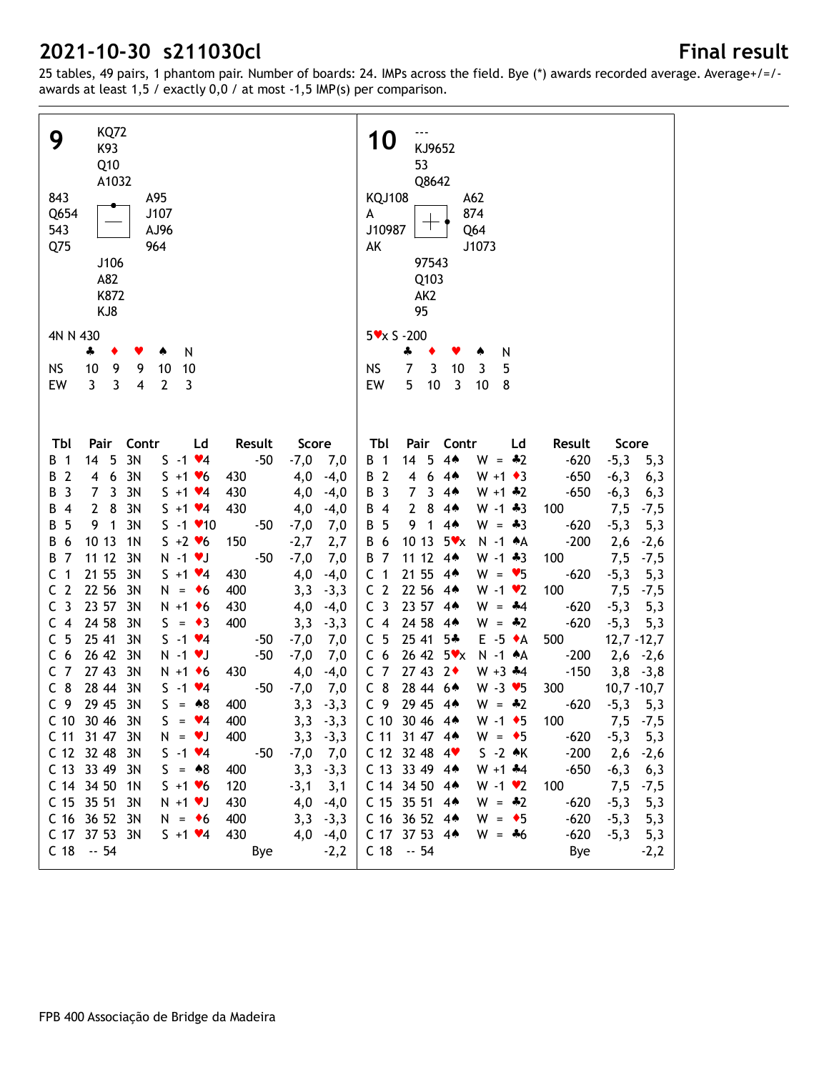# 2021-10-30 s211030cl

## Final result

25 tables, 49 pairs, 1 phantom pair. Number of boards: 24. IMPs across the field. Bye (*) awards recorded average. Average+/=/- awards at least 1,5 / exactly 0,0 / at most -1,5 IMP(s) per comparison.

### Board 9

North: ♠KQ72 ♥K93 ♦Q10 ♣A1032
West: ♠843 ♥Q654 ♦543 ♣Q75
East: ♠A95 ♥J107 ♦AJ96 ♣964
South: ♠J106 ♥A82 ♦K872 ♣KJ8

4N N 430

| | ♣ | ♦ | ♥ | ♠ | N |
|---|---|---|---|---|---|
| NS | 10 | 9 | 9 | 10 | 10 |
| EW | 3 | 3 | 4 | 2 | 3 |

| Tbl | Pair | | Contr | Ld | Result | | Score | |
|---|---|---|---|---|---|---|---|---|
| B 1 | 14 | 5 | 3N | S -1 ♥4 | | -50 | -7,0 | 7,0 |
| B 2 | 4 | 6 | 3N | S +1 ♥6 | 430 | | 4,0 | -4,0 |
| B 3 | 7 | 3 | 3N | S +1 ♥4 | 430 | | 4,0 | -4,0 |
| B 4 | 2 | 8 | 3N | S +1 ♥4 | 430 | | 4,0 | -4,0 |
| B 5 | 9 | 1 | 3N | S -1 ♥10 | | -50 | -7,0 | 7,0 |
| B 6 | 10 | 13 | 1N | S +2 ♥6 | 150 | | -2,7 | 2,7 |
| B 7 | 11 | 12 | 3N | N -1 ♥J | | -50 | -7,0 | 7,0 |
| C 1 | 21 | 55 | 3N | S +1 ♥4 | 430 | | 4,0 | -4,0 |
| C 2 | 22 | 56 | 3N | N = ♦6 | 400 | | 3,3 | -3,3 |
| C 3 | 23 | 57 | 3N | N +1 ♦6 | 430 | | 4,0 | -4,0 |
| C 4 | 24 | 58 | 3N | S = ♦3 | 400 | | 3,3 | -3,3 |
| C 5 | 25 | 41 | 3N | S -1 ♥4 | | -50 | -7,0 | 7,0 |
| C 6 | 26 | 42 | 3N | N -1 ♥J | | -50 | -7,0 | 7,0 |
| C 7 | 27 | 43 | 3N | N +1 ♦6 | 430 | | 4,0 | -4,0 |
| C 8 | 28 | 44 | 3N | S -1 ♥4 | | -50 | -7,0 | 7,0 |
| C 9 | 29 | 45 | 3N | S = ♠8 | 400 | | 3,3 | -3,3 |
| C 10 | 30 | 46 | 3N | S = ♥4 | 400 | | 3,3 | -3,3 |
| C 11 | 31 | 47 | 3N | N = ♥J | 400 | | 3,3 | -3,3 |
| C 12 | 32 | 48 | 3N | S -1 ♥4 | | -50 | -7,0 | 7,0 |
| C 13 | 33 | 49 | 3N | S = ♠8 | 400 | | 3,3 | -3,3 |
| C 14 | 34 | 50 | 1N | S +1 ♥6 | 120 | | -3,1 | 3,1 |
| C 15 | 35 | 51 | 3N | N +1 ♥J | 430 | | 4,0 | -4,0 |
| C 16 | 36 | 52 | 3N | N = ♦6 | 400 | | 3,3 | -3,3 |
| C 17 | 37 | 53 | 3N | S +1 ♥4 | 430 | | 4,0 | -4,0 |
| C 18 | -- | 54 | | | Bye | | | -2,2 |

### Board 10

North: ♠--- ♥KJ9652 ♦53 ♣Q8642
West: ♠KQJ108 ♥A ♦J10987 ♣AK
East: ♠A62 ♥874 ♦Q64 ♣J1073
South: ♠97543 ♥Q103 ♦AK2 ♣95

5♥x S -200

| | ♣ | ♦ | ♥ | ♠ | N |
|---|---|---|---|---|---|
| NS | 7 | 3 | 10 | 3 | 5 |
| EW | 5 | 10 | 3 | 10 | 8 |

| Tbl | Pair | | Contr | Ld | Result | | Score | |
|---|---|---|---|---|---|---|---|---|
| B 1 | 14 | 5 | 4♠ | W = ♣2 | | -620 | -5,3 | 5,3 |
| B 2 | 4 | 6 | 4♠ | W +1 ♦3 | | -650 | -6,3 | 6,3 |
| B 3 | 7 | 3 | 4♠ | W +1 ♣2 | | -650 | -6,3 | 6,3 |
| B 4 | 2 | 8 | 4♠ | W -1 ♣3 | 100 | | 7,5 | -7,5 |
| B 5 | 9 | 1 | 4♠ | W = ♣3 | | -620 | -5,3 | 5,3 |
| B 6 | 10 | 13 | 5♥x | N -1 ♠A | | -200 | 2,6 | -2,6 |
| B 7 | 11 | 12 | 4♠ | W -1 ♣3 | 100 | | 7,5 | -7,5 |
| C 1 | 21 | 55 | 4♠ | W = ♥5 | | -620 | -5,3 | 5,3 |
| C 2 | 22 | 56 | 4♠ | W -1 ♥2 | 100 | | 7,5 | -7,5 |
| C 3 | 23 | 57 | 4♠ | W = ♣4 | | -620 | -5,3 | 5,3 |
| C 4 | 24 | 58 | 4♠ | W = ♣2 | | -620 | -5,3 | 5,3 |
| C 5 | 25 | 41 | 5♣ | E -5 ♦A | 500 | | 12,7 | -12,7 |
| C 6 | 26 | 42 | 5♥x | N -1 ♠A | | -200 | 2,6 | -2,6 |
| C 7 | 27 | 43 | 2♦ | W +3 ♣4 | | -150 | 3,8 | -3,8 |
| C 8 | 28 | 44 | 6♠ | W -3 ♥5 | 300 | | 10,7 | -10,7 |
| C 9 | 29 | 45 | 4♠ | W = ♣2 | | -620 | -5,3 | 5,3 |
| C 10 | 30 | 46 | 4♠ | W -1 ♦5 | 100 | | 7,5 | -7,5 |
| C 11 | 31 | 47 | 4♠ | W = ♦5 | | -620 | -5,3 | 5,3 |
| C 12 | 32 | 48 | 4♥ | S -2 ♠K | | -200 | 2,6 | -2,6 |
| C 13 | 33 | 49 | 4♠ | W +1 ♣4 | | -650 | -6,3 | 6,3 |
| C 14 | 34 | 50 | 4♠ | W -1 ♥2 | 100 | | 7,5 | -7,5 |
| C 15 | 35 | 51 | 4♠ | W = ♣2 | | -620 | -5,3 | 5,3 |
| C 16 | 36 | 52 | 4♠ | W = ♦5 | | -620 | -5,3 | 5,3 |
| C 17 | 37 | 53 | 4♠ | W = ♣6 | | -620 | -5,3 | 5,3 |
| C 18 | -- | 54 | | | Bye | | | -2,2 |

FPB 400 Associação de Bridge da Madeira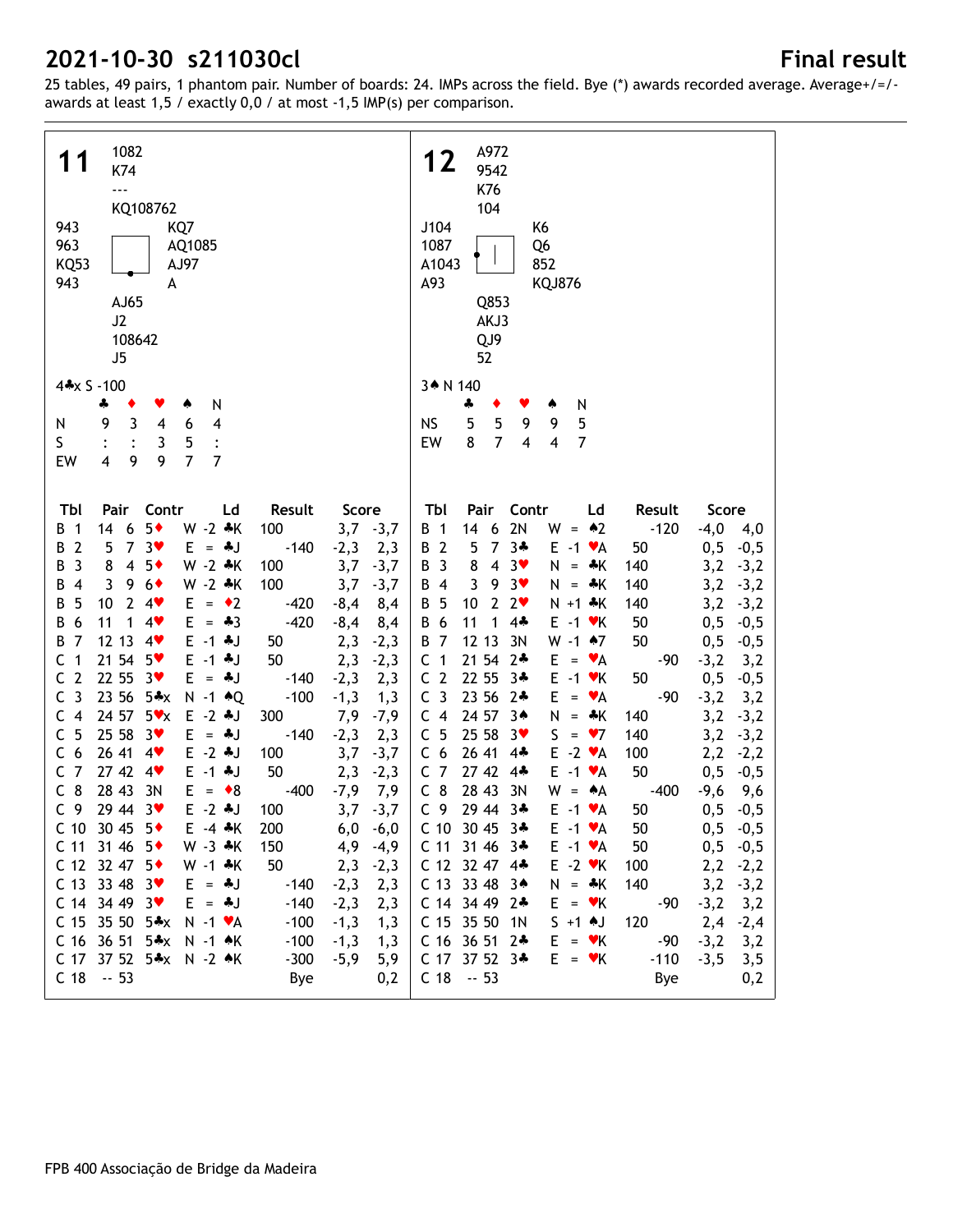# 2021-10-30 s211030cl

## Final result

25 tables, 49 pairs, 1 phantom pair. Number of boards: 24. IMPs across the field. Bye (*) awards recorded average. Average+/=/- awards at least 1,5 / exactly 0,0 / at most -1,5 IMP(s) per comparison.

---

## Board 11

North: ♠ 1082 ♥ K74 ♦ --- ♣ KQ108762

West: ♠ 943 ♥ 963 ♦ KQ53 ♣ 943

East: ♠ KQ7 ♥ AQ1085 ♦ AJ97 ♣ A

South: ♠ AJ65 ♥ J2 ♦ 108642 ♣ J5

4♣x S -100

| | ♣ | ♦ | ♥ | ♠ | N |
|---|---|---|---|---|---|
| N | 9 | 3 | 4 | 6 | 4 |
| S | : | : | 3 | 5 | : |
| EW | 4 | 9 | 9 | 7 | 7 |

| Tbl | Pair | | Contr | | Ld | Result | | Score | |
|---|---|---|---|---|---|---|---|---|---|
| B 1 | 14 | 6 | 5♦ | W -2 | ♣K | 100 | | 3,7 | -3,7 |
| B 2 | 5 | 7 | 3♥ | E = | ♣J | | -140 | -2,3 | 2,3 |
| B 3 | 8 | 4 | 5♦ | W -2 | ♣K | 100 | | 3,7 | -3,7 |
| B 4 | 3 | 9 | 6♦ | W -2 | ♣K | 100 | | 3,7 | -3,7 |
| B 5 | 10 | 2 | 4♥ | E = | ♦2 | | -420 | -8,4 | 8,4 |
| B 6 | 11 | 1 | 4♥ | E = | ♣3 | | -420 | -8,4 | 8,4 |
| B 7 | 12 | 13 | 4♥ | E -1 | ♣J | 50 | | 2,3 | -2,3 |
| C 1 | 21 | 54 | 5♥ | E -1 | ♣J | 50 | | 2,3 | -2,3 |
| C 2 | 22 | 55 | 3♥ | E = | ♣J | | -140 | -2,3 | 2,3 |
| C 3 | 23 | 56 | 5♣x | N -1 | ♠Q | | -100 | -1,3 | 1,3 |
| C 4 | 24 | 57 | 5♥x | E -2 | ♣J | 300 | | 7,9 | -7,9 |
| C 5 | 25 | 58 | 3♥ | E = | ♣J | | -140 | -2,3 | 2,3 |
| C 6 | 26 | 41 | 4♥ | E -2 | ♣J | 100 | | 3,7 | -3,7 |
| C 7 | 27 | 42 | 4♥ | E -1 | ♣J | 50 | | 2,3 | -2,3 |
| C 8 | 28 | 43 | 3N | E = | ♦8 | | -400 | -7,9 | 7,9 |
| C 9 | 29 | 44 | 3♥ | E -2 | ♣J | 100 | | 3,7 | -3,7 |
| C 10 | 30 | 45 | 5♦ | E -4 | ♣K | 200 | | 6,0 | -6,0 |
| C 11 | 31 | 46 | 5♦ | W -3 | ♣K | 150 | | 4,9 | -4,9 |
| C 12 | 32 | 47 | 5♦ | W -1 | ♣K | 50 | | 2,3 | -2,3 |
| C 13 | 33 | 48 | 3♥ | E = | ♣J | | -140 | -2,3 | 2,3 |
| C 14 | 34 | 49 | 3♥ | E = | ♣J | | -140 | -2,3 | 2,3 |
| C 15 | 35 | 50 | 5♣x | N -1 | ♥A | | -100 | -1,3 | 1,3 |
| C 16 | 36 | 51 | 5♣x | N -1 | ♠K | | -100 | -1,3 | 1,3 |
| C 17 | 37 | 52 | 5♣x | N -2 | ♠K | | -300 | -5,9 | 5,9 |
| C 18 | -- | 53 | | | | Bye | | | 0,2 |

## Board 12

North: ♠ A972 ♥ 9542 ♦ K76 ♣ 104

West: ♠ J104 ♥ 1087 ♦ A1043 ♣ A93

East: ♠ K6 ♥ Q6 ♦ 852 ♣ KQJ876

South: ♠ Q853 ♥ AKJ3 ♦ QJ9 ♣ 52

3♠ N 140

| | ♣ | ♦ | ♥ | ♠ | N |
|---|---|---|---|---|---|
| NS | 5 | 5 | 9 | 9 | 5 |
| EW | 8 | 7 | 4 | 4 | 7 |

| Tbl | Pair | | Contr | | Ld | Result | | Score | |
|---|---|---|---|---|---|---|---|---|---|
| B 1 | 14 | 6 | 2N | W = | ♠2 | | -120 | -4,0 | 4,0 |
| B 2 | 5 | 7 | 3♣ | E -1 | ♥A | 50 | | 0,5 | -0,5 |
| B 3 | 8 | 4 | 3♥ | N = | ♣K | 140 | | 3,2 | -3,2 |
| B 4 | 3 | 9 | 3♥ | N = | ♣K | 140 | | 3,2 | -3,2 |
| B 5 | 10 | 2 | 2♥ | N +1 | ♣K | 140 | | 3,2 | -3,2 |
| B 6 | 11 | 1 | 4♣ | E -1 | ♥K | 50 | | 0,5 | -0,5 |
| B 7 | 12 | 13 | 3N | W -1 | ♠7 | 50 | | 0,5 | -0,5 |
| C 1 | 21 | 54 | 2♣ | E = | ♥A | | -90 | -3,2 | 3,2 |
| C 2 | 22 | 55 | 3♣ | E -1 | ♥K | 50 | | 0,5 | -0,5 |
| C 3 | 23 | 56 | 2♣ | E = | ♥A | | -90 | -3,2 | 3,2 |
| C 4 | 24 | 57 | 3♠ | N = | ♣K | 140 | | 3,2 | -3,2 |
| C 5 | 25 | 58 | 3♥ | S = | ♥7 | 140 | | 3,2 | -3,2 |
| C 6 | 26 | 41 | 4♣ | E -2 | ♥A | 100 | | 2,2 | -2,2 |
| C 7 | 27 | 42 | 4♣ | E -1 | ♥A | 50 | | 0,5 | -0,5 |
| C 8 | 28 | 43 | 3N | W = | ♠A | | -400 | -9,6 | 9,6 |
| C 9 | 29 | 44 | 3♣ | E -1 | ♥A | 50 | | 0,5 | -0,5 |
| C 10 | 30 | 45 | 3♣ | E -1 | ♥A | 50 | | 0,5 | -0,5 |
| C 11 | 31 | 46 | 3♣ | E -1 | ♥A | 50 | | 0,5 | -0,5 |
| C 12 | 32 | 47 | 4♣ | E -2 | ♥K | 100 | | 2,2 | -2,2 |
| C 13 | 33 | 48 | 3♠ | N = | ♣K | 140 | | 3,2 | -3,2 |
| C 14 | 34 | 49 | 2♣ | E = | ♥K | | -90 | -3,2 | 3,2 |
| C 15 | 35 | 50 | 1N | S +1 | ♠J | 120 | | 2,4 | -2,4 |
| C 16 | 36 | 51 | 2♣ | E = | ♥K | | -90 | -3,2 | 3,2 |
| C 17 | 37 | 52 | 3♣ | E = | ♥K | | -110 | -3,5 | 3,5 |
| C 18 | -- | 53 | | | | Bye | | | 0,2 |

FPB 400 Associação de Bridge da Madeira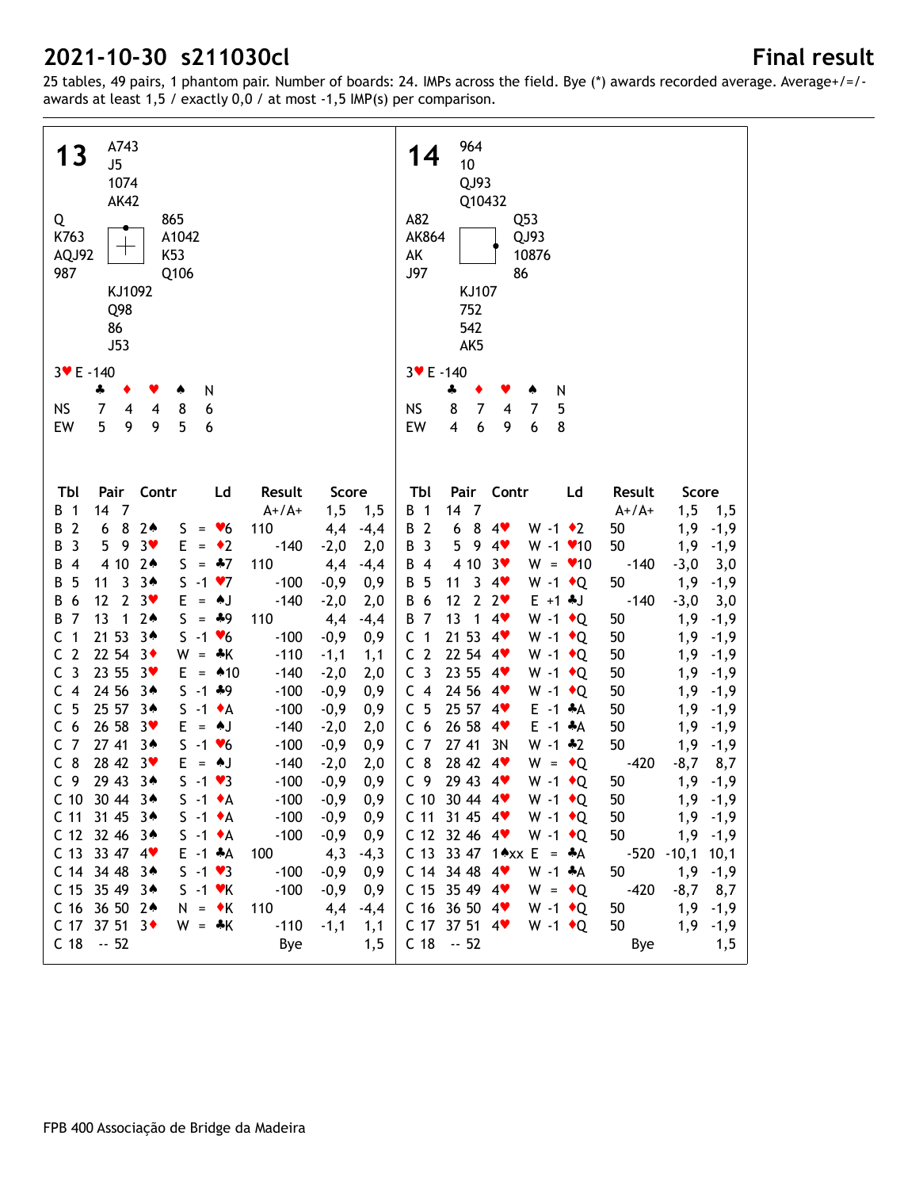# 2021-10-30 s211030cl

## Final result

25 tables, 49 pairs, 1 phantom pair. Number of boards: 24. IMPs across the field. Bye (*) awards recorded average. Average+/=/- awards at least 1,5 / exactly 0,0 / at most -1,5 IMP(s) per comparison.

### Board 13

North: ♠ A743 ♥ J5 ♦ 1074 ♣ AK42
West: ♠ Q ♥ K763 ♦ AQJ92 ♣ 987
East: ♠ 865 ♥ A1042 ♦ K53 ♣ Q106
South: ♠ KJ1092 ♥ Q98 ♦ 86 ♣ J53

3♥ E -140

|  | ♣ | ♦ | ♥ | ♠ | N |
|---|---|---|---|---|---|
| NS | 7 | 4 | 4 | 8 | 6 |
| EW | 5 | 9 | 9 | 5 | 6 |

| Tbl | Pair | Contr | Ld | Result | Score | |
|---|---|---|---|---|---|---|
| B 1 | 14 7 | | | A+/A+ | 1,5 | 1,5 |
| B 2 | 6 8 | 2♠ S = | ♥6 | 110 | 4,4 | -4,4 |
| B 3 | 5 9 | 3♥ E = | ♦2 | -140 | -2,0 | 2,0 |
| B 4 | 4 10 | 2♠ S = | ♣7 | 110 | 4,4 | -4,4 |
| B 5 | 11 3 | 3♠ S -1 | ♥7 | -100 | -0,9 | 0,9 |
| B 6 | 12 2 | 3♥ E = | ♠J | -140 | -2,0 | 2,0 |
| B 7 | 13 1 | 2♠ S = | ♣9 | 110 | 4,4 | -4,4 |
| C 1 | 21 53 | 3♠ S -1 | ♥6 | -100 | -0,9 | 0,9 |
| C 2 | 22 54 | 3♦ W = | ♣K | -110 | -1,1 | 1,1 |
| C 3 | 23 55 | 3♥ E = | ♠10 | -140 | -2,0 | 2,0 |
| C 4 | 24 56 | 3♠ S -1 | ♣9 | -100 | -0,9 | 0,9 |
| C 5 | 25 57 | 3♠ S -1 | ♦A | -100 | -0,9 | 0,9 |
| C 6 | 26 58 | 3♥ E = | ♠J | -140 | -2,0 | 2,0 |
| C 7 | 27 41 | 3♠ S -1 | ♥6 | -100 | -0,9 | 0,9 |
| C 8 | 28 42 | 3♥ E = | ♠J | -140 | -2,0 | 2,0 |
| C 9 | 29 43 | 3♠ S -1 | ♥3 | -100 | -0,9 | 0,9 |
| C 10 | 30 44 | 3♠ S -1 | ♦A | -100 | -0,9 | 0,9 |
| C 11 | 31 45 | 3♠ S -1 | ♦A | -100 | -0,9 | 0,9 |
| C 12 | 32 46 | 3♠ S -1 | ♦A | -100 | -0,9 | 0,9 |
| C 13 | 33 47 | 4♥ E -1 | ♣A | 100 | 4,3 | -4,3 |
| C 14 | 34 48 | 3♠ S -1 | ♥3 | -100 | -0,9 | 0,9 |
| C 15 | 35 49 | 3♠ S -1 | ♥K | -100 | -0,9 | 0,9 |
| C 16 | 36 50 | 2♠ N = | ♦K | 110 | 4,4 | -4,4 |
| C 17 | 37 51 | 3♦ W = | ♣K | -110 | -1,1 | 1,1 |
| C 18 | -- 52 | | | Bye | | 1,5 |

### Board 14

North: ♠ 964 ♥ 10 ♦ QJ93 ♣ Q10432
West: ♠ A82 ♥ AK864 ♦ AK ♣ J97
East: ♠ Q53 ♥ QJ93 ♦ 10876 ♣ 86
South: ♠ KJ107 ♥ 752 ♦ 542 ♣ AK5

3♥ E -140

|  | ♣ | ♦ | ♥ | ♠ | N |
|---|---|---|---|---|---|
| NS | 8 | 7 | 4 | 7 | 5 |
| EW | 4 | 6 | 9 | 6 | 8 |

| Tbl | Pair | Contr | Ld | Result | Score | |
|---|---|---|---|---|---|---|
| B 1 | 14 7 | | | A+/A+ | 1,5 | 1,5 |
| B 2 | 6 8 | 4♥ W -1 | ♦2 | 50 | 1,9 | -1,9 |
| B 3 | 5 9 | 4♥ W -1 | ♥10 | 50 | 1,9 | -1,9 |
| B 4 | 4 10 | 3♥ W = | ♥10 | -140 | -3,0 | 3,0 |
| B 5 | 11 3 | 4♥ W -1 | ♦Q | 50 | 1,9 | -1,9 |
| B 6 | 12 2 | 2♥ E +1 | ♣J | -140 | -3,0 | 3,0 |
| B 7 | 13 1 | 4♥ W -1 | ♦Q | 50 | 1,9 | -1,9 |
| C 1 | 21 53 | 4♥ W -1 | ♦Q | 50 | 1,9 | -1,9 |
| C 2 | 22 54 | 4♥ W -1 | ♦Q | 50 | 1,9 | -1,9 |
| C 3 | 23 55 | 4♥ W -1 | ♦Q | 50 | 1,9 | -1,9 |
| C 4 | 24 56 | 4♥ W -1 | ♦Q | 50 | 1,9 | -1,9 |
| C 5 | 25 57 | 4♥ E -1 | ♣A | 50 | 1,9 | -1,9 |
| C 6 | 26 58 | 4♥ E -1 | ♣A | 50 | 1,9 | -1,9 |
| C 7 | 27 41 | 3N W -1 | ♣2 | 50 | 1,9 | -1,9 |
| C 8 | 28 42 | 4♥ W = | ♦Q | -420 | -8,7 | 8,7 |
| C 9 | 29 43 | 4♥ W -1 | ♦Q | 50 | 1,9 | -1,9 |
| C 10 | 30 44 | 4♥ W -1 | ♦Q | 50 | 1,9 | -1,9 |
| C 11 | 31 45 | 4♥ W -1 | ♦Q | 50 | 1,9 | -1,9 |
| C 12 | 32 46 | 4♥ W -1 | ♦Q | 50 | 1,9 | -1,9 |
| C 13 | 33 47 | 1♠xx E = | ♣A | -520 | -10,1 | 10,1 |
| C 14 | 34 48 | 4♥ W -1 | ♣A | 50 | 1,9 | -1,9 |
| C 15 | 35 49 | 4♥ W = | ♦Q | -420 | -8,7 | 8,7 |
| C 16 | 36 50 | 4♥ W -1 | ♦Q | 50 | 1,9 | -1,9 |
| C 17 | 37 51 | 4♥ W -1 | ♦Q | 50 | 1,9 | -1,9 |
| C 18 | -- 52 | | | Bye | | 1,5 |

FPB 400 Associação de Bridge da Madeira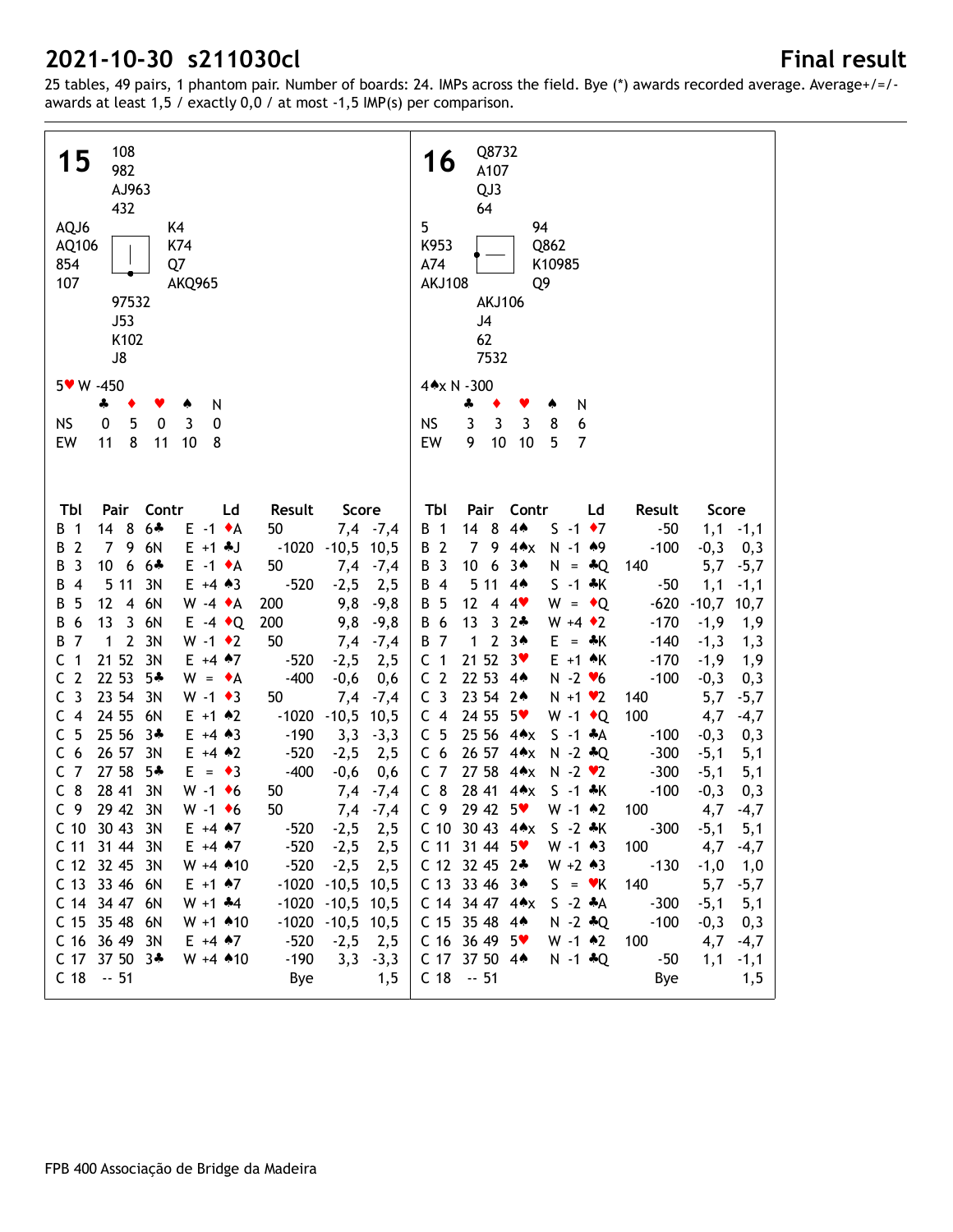# 2021-10-30 s211030cl

## Final result

25 tables, 49 pairs, 1 phantom pair. Number of boards: 24. IMPs across the field. Bye (*) awards recorded average. Average+/=/- awards at least 1,5 / exactly 0,0 / at most -1,5 IMP(s) per comparison.

## Board 15

North: ♠ 108 ♥ 982 ♦ AJ963 ♣ 432
West: ♠ AQJ6 ♥ AQ106 ♦ 854 ♣ 107
East: ♠ K4 ♥ K74 ♦ Q7 ♣ AKQ965
South: ♠ 97532 ♥ J53 ♦ K102 ♣ J8

5♥ W -450

| | ♣ | ♦ | ♥ | ♠ | N |
|---|---|---|---|---|---|
| NS | 0 | 5 | 0 | 3 | 0 |
| EW | 11 | 8 | 11 | 10 | 8 |

| Tbl | Pair | Contr | Ld | Result | Score |
|---|---|---|---|---|---|
| B 1 | 14 8 | 6♣ E -1 | ♦A | 50 | 7,4 -7,4 |
| B 2 | 7 9 | 6N E +1 | ♣J | -1020 | -10,5 10,5 |
| B 3 | 10 6 | 6♣ E -1 | ♦A | 50 | 7,4 -7,4 |
| B 4 | 5 11 | 3N E +4 | ♠3 | -520 | -2,5 2,5 |
| B 5 | 12 4 | 6N W -4 | ♦A | 200 | 9,8 -9,8 |
| B 6 | 13 3 | 6N E -4 | ♦Q | 200 | 9,8 -9,8 |
| B 7 | 1 2 | 3N W -1 | ♦2 | 50 | 7,4 -7,4 |
| C 1 | 21 52 | 3N E +4 | ♠7 | -520 | -2,5 2,5 |
| C 2 | 22 53 | 5♣ W = | ♦A | -400 | -0,6 0,6 |
| C 3 | 23 54 | 3N W -1 | ♦3 | 50 | 7,4 -7,4 |
| C 4 | 24 55 | 6N E +1 | ♠2 | -1020 | -10,5 10,5 |
| C 5 | 25 56 | 3♣ E +4 | ♠3 | -190 | 3,3 -3,3 |
| C 6 | 26 57 | 3N E +4 | ♠2 | -520 | -2,5 2,5 |
| C 7 | 27 58 | 5♣ E = | ♦3 | -400 | -0,6 0,6 |
| C 8 | 28 41 | 3N W -1 | ♦6 | 50 | 7,4 -7,4 |
| C 9 | 29 42 | 3N W -1 | ♦6 | 50 | 7,4 -7,4 |
| C 10 | 30 43 | 3N E +4 | ♠7 | -520 | -2,5 2,5 |
| C 11 | 31 44 | 3N E +4 | ♠7 | -520 | -2,5 2,5 |
| C 12 | 32 45 | 3N W +4 | ♠10 | -520 | -2,5 2,5 |
| C 13 | 33 46 | 6N E +1 | ♠7 | -1020 | -10,5 10,5 |
| C 14 | 34 47 | 6N W +1 | ♣4 | -1020 | -10,5 10,5 |
| C 15 | 35 48 | 6N W +1 | ♠10 | -1020 | -10,5 10,5 |
| C 16 | 36 49 | 3N E +4 | ♠7 | -520 | -2,5 2,5 |
| C 17 | 37 50 | 3♣ W +4 | ♠10 | -190 | 3,3 -3,3 |
| C 18 | -- 51 | | | Bye | 1,5 |

## Board 16

North: ♠ Q8732 ♥ A107 ♦ QJ3 ♣ 64
West: ♠ 5 ♥ K953 ♦ A74 ♣ AKJ108
East: ♠ 94 ♥ Q862 ♦ K10985 ♣ Q9
South: ♠ AKJ106 ♥ J4 ♦ 62 ♣ 7532

4♠x N -300

| | ♣ | ♦ | ♥ | ♠ | N |
|---|---|---|---|---|---|
| NS | 3 | 3 | 3 | 8 | 6 |
| EW | 9 | 10 | 10 | 5 | 7 |

| Tbl | Pair | Contr | Ld | Result | Score |
|---|---|---|---|---|---|
| B 1 | 14 8 | 4♠ S -1 | ♦7 | -50 | 1,1 -1,1 |
| B 2 | 7 9 | 4♠x N -1 | ♠9 | -100 | -0,3 0,3 |
| B 3 | 10 6 | 3♠ N = | ♣Q | 140 | 5,7 -5,7 |
| B 4 | 5 11 | 4♠ S -1 | ♣K | -50 | 1,1 -1,1 |
| B 5 | 12 4 | 4♥ W = | ♦Q | -620 | -10,7 10,7 |
| B 6 | 13 3 | 2♣ W +4 | ♦2 | -170 | -1,9 1,9 |
| B 7 | 1 2 | 3♠ E = | ♣K | -140 | -1,3 1,3 |
| C 1 | 21 52 | 3♥ E +1 | ♠K | -170 | -1,9 1,9 |
| C 2 | 22 53 | 4♠ N -2 | ♥6 | -100 | -0,3 0,3 |
| C 3 | 23 54 | 2♠ N +1 | ♥2 | 140 | 5,7 -5,7 |
| C 4 | 24 55 | 5♥ W -1 | ♦Q | 100 | 4,7 -4,7 |
| C 5 | 25 56 | 4♠x S -1 | ♣A | -100 | -0,3 0,3 |
| C 6 | 26 57 | 4♠x N -2 | ♣Q | -300 | -5,1 5,1 |
| C 7 | 27 58 | 4♠x N -2 | ♥2 | -300 | -5,1 5,1 |
| C 8 | 28 41 | 4♠x S -1 | ♣K | -100 | -0,3 0,3 |
| C 9 | 29 42 | 5♥ W -1 | ♠2 | 100 | 4,7 -4,7 |
| C 10 | 30 43 | 4♠x S -2 | ♣K | -300 | -5,1 5,1 |
| C 11 | 31 44 | 5♥ W -1 | ♠3 | 100 | 4,7 -4,7 |
| C 12 | 32 45 | 2♣ W +2 | ♠3 | -130 | -1,0 1,0 |
| C 13 | 33 46 | 3♠ S = | ♥K | 140 | 5,7 -5,7 |
| C 14 | 34 47 | 4♠x S -2 | ♣A | -300 | -5,1 5,1 |
| C 15 | 35 48 | 4♠ N -2 | ♣Q | -100 | -0,3 0,3 |
| C 16 | 36 49 | 5♥ W -1 | ♠2 | 100 | 4,7 -4,7 |
| C 17 | 37 50 | 4♠ N -1 | ♣Q | -50 | 1,1 -1,1 |
| C 18 | -- 51 | | | Bye | 1,5 |

FPB 400 Associação de Bridge da Madeira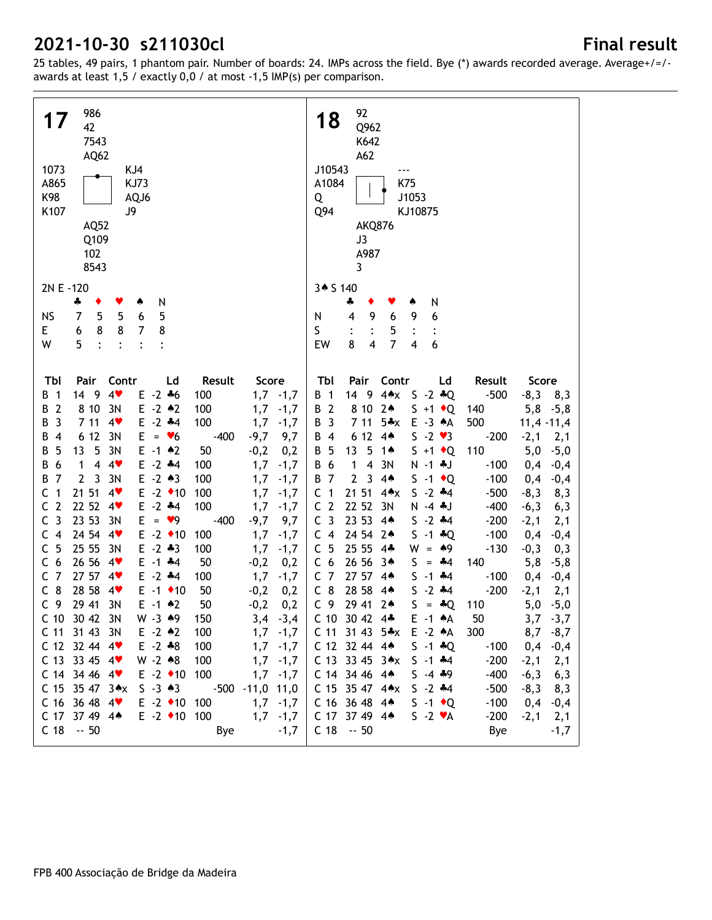# 2021-10-30 s211030cl

**Final result**

25 tables, 49 pairs, 1 phantom pair. Number of boards: 24. IMPs across the field. Bye (*) awards recorded average. Average+/=/- awards at least 1,5 / exactly 0,0 / at most -1,5 IMP(s) per comparison.

---

## Board 17

```
            986
            42
            7543
            AQ62
1073                    KJ4
A865                    KJ73
K98                     AQJ6
K107                    J9
            AQ52
            Q109
            102
            8543
```

2N E -120

|  | ♣ | ♦ | ♥ | ♠ | N |
|---|---|---|---|---|---|
| NS | 7 | 5 | 5 | 6 | 5 |
| E | 6 | 8 | 8 | 7 | 8 |
| W | 5 | : | : | : | : |

| Tbl | Pair | Contr | Ld | Result | Score |
|---|---|---|---|---|---|
| B 1 | 14 9 | 4♥ | E -2 ♣6 | 100 | 1,7 -1,7 |
| B 2 | 8 10 | 3N | E -2 ♠2 | 100 | 1,7 -1,7 |
| B 3 | 7 11 | 4♥ | E -2 ♣4 | 100 | 1,7 -1,7 |
| B 4 | 6 12 | 3N | E = ♥6 | -400 | -9,7 9,7 |
| B 5 | 13 5 | 3N | E -1 ♠2 | 50 | -0,2 0,2 |
| B 6 | 1 4 | 4♥ | E -2 ♣4 | 100 | 1,7 -1,7 |
| B 7 | 2 3 | 3N | E -2 ♠3 | 100 | 1,7 -1,7 |
| C 1 | 21 51 | 4♥ | E -2 ♦10 | 100 | 1,7 -1,7 |
| C 2 | 22 52 | 4♥ | E -2 ♣4 | 100 | 1,7 -1,7 |
| C 3 | 23 53 | 3N | E = ♥9 | -400 | -9,7 9,7 |
| C 4 | 24 54 | 4♥ | E -2 ♦10 | 100 | 1,7 -1,7 |
| C 5 | 25 55 | 3N | E -2 ♣3 | 100 | 1,7 -1,7 |
| C 6 | 26 56 | 4♥ | E -1 ♣4 | 50 | -0,2 0,2 |
| C 7 | 27 57 | 4♥ | E -2 ♣4 | 100 | 1,7 -1,7 |
| C 8 | 28 58 | 4♥ | E -1 ♦10 | 50 | -0,2 0,2 |
| C 9 | 29 41 | 3N | E -1 ♠2 | 50 | -0,2 0,2 |
| C 10 | 30 42 | 3N | W -3 ♠9 | 150 | 3,4 -3,4 |
| C 11 | 31 43 | 3N | E -2 ♠2 | 100 | 1,7 -1,7 |
| C 12 | 32 44 | 4♥ | E -2 ♣8 | 100 | 1,7 -1,7 |
| C 13 | 33 45 | 4♥ | W -2 ♠8 | 100 | 1,7 -1,7 |
| C 14 | 34 46 | 4♥ | E -2 ♦10 | 100 | 1,7 -1,7 |
| C 15 | 35 47 | 3♠x | S -3 ♠3 | -500 | -11,0 11,0 |
| C 16 | 36 48 | 4♥ | E -2 ♦10 | 100 | 1,7 -1,7 |
| C 17 | 37 49 | 4♠ | E -2 ♦10 | 100 | 1,7 -1,7 |
| C 18 | -- 50 | | | Bye | -1,7 |

## Board 18

```
            92
            Q962
            K642
            A62
J10543                  ---
A1084                   K75
Q                       J1053
Q94                     KJ10875
            AKQ876
            J3
            A987
            3
```

3♠ S 140

|  | ♣ | ♦ | ♥ | ♠ | N |
|---|---|---|---|---|---|
| N | 4 | 9 | 6 | 9 | 6 |
| S | : | : | 5 | : | : |
| EW | 8 | 4 | 7 | 4 | 6 |

| Tbl | Pair | Contr | Ld | Result | Score |
|---|---|---|---|---|---|
| B 1 | 14 9 | 4♠x | S -2 ♣Q | -500 | -8,3 8,3 |
| B 2 | 8 10 | 2♠ | S +1 ♦Q | 140 | 5,8 -5,8 |
| B 3 | 7 11 | 5♣x | E -3 ♠A | 500 | 11,4 -11,4 |
| B 4 | 6 12 | 4♠ | S -2 ♥3 | -200 | -2,1 2,1 |
| B 5 | 13 5 | 1♠ | S +1 ♦Q | 110 | 5,0 -5,0 |
| B 6 | 1 4 | 3N | N -1 ♣J | -100 | 0,4 -0,4 |
| B 7 | 2 3 | 4♠ | S -1 ♦Q | -100 | 0,4 -0,4 |
| C 1 | 21 51 | 4♠x | S -2 ♣4 | -500 | -8,3 8,3 |
| C 2 | 22 52 | 3N | N -4 ♣J | -400 | -6,3 6,3 |
| C 3 | 23 53 | 4♠ | S -2 ♣4 | -200 | -2,1 2,1 |
| C 4 | 24 54 | 2♠ | S -1 ♣Q | -100 | 0,4 -0,4 |
| C 5 | 25 55 | 4♣ | W = ♠9 | -130 | -0,3 0,3 |
| C 6 | 26 56 | 3♠ | S = ♣4 | 140 | 5,8 -5,8 |
| C 7 | 27 57 | 4♠ | S -1 ♣4 | -100 | 0,4 -0,4 |
| C 8 | 28 58 | 4♠ | S -2 ♣4 | -200 | -2,1 2,1 |
| C 9 | 29 41 | 2♠ | S = ♣Q | 110 | 5,0 -5,0 |
| C 10 | 30 42 | 4♣ | E -1 ♠A | 50 | 3,7 -3,7 |
| C 11 | 31 43 | 5♣x | E -2 ♠A | 300 | 8,7 -8,7 |
| C 12 | 32 44 | 4♠ | S -1 ♣Q | -100 | 0,4 -0,4 |
| C 13 | 33 45 | 3♠x | S -1 ♣4 | -200 | -2,1 2,1 |
| C 14 | 34 46 | 4♠ | S -4 ♣9 | -400 | -6,3 6,3 |
| C 15 | 35 47 | 4♠x | S -2 ♣4 | -500 | -8,3 8,3 |
| C 16 | 36 48 | 4♠ | S -1 ♦Q | -100 | 0,4 -0,4 |
| C 17 | 37 49 | 4♠ | S -2 ♥A | -200 | -2,1 2,1 |
| C 18 | -- 50 | | | Bye | -1,7 |

FPB 400 Associação de Bridge da Madeira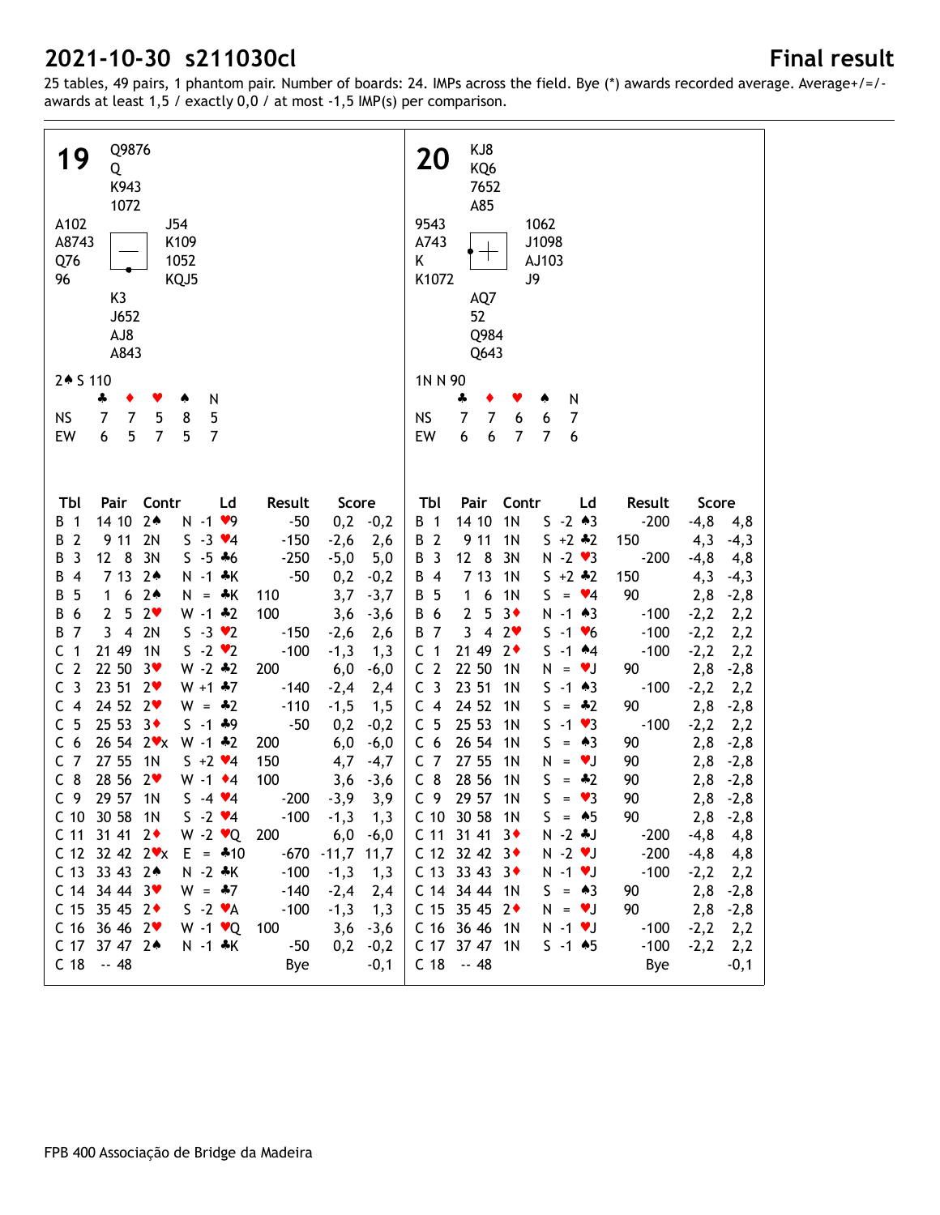## 2021-10-30 s211030cl

**Final result**

25 tables, 49 pairs, 1 phantom pair. Number of boards: 24. IMPs across the field. Bye (*) awards recorded average. Average+/=/- awards at least 1,5 / exactly 0,0 / at most -1,5 IMP(s) per comparison.

### 19

North: ♠ Q9876 ♥ Q ♦ K943 ♣ 1072

West: ♠ A102 ♥ A8743 ♦ Q76 ♣ 96

East: ♠ J54 ♥ K109 ♦ 1052 ♣ KQJ5

South: ♠ K3 ♥ J652 ♦ AJ8 ♣ A843

2♠ S 110

| | ♣ | ♦ | ♥ | ♠ | N |
|---|---|---|---|---|---|
| NS | 7 | 7 | 5 | 8 | 5 |
| EW | 6 | 5 | 7 | 5 | 7 |

| Tbl | Pair | Contr | Ld | Result | | Score | |
|---|---|---|---|---|---|---|---|
| B 1 | 14 10 | 2♠ | N -1 ♥9 | | -50 | 0,2 | -0,2 |
| B 2 | 9 11 | 2N | S -3 ♥4 | | -150 | -2,6 | 2,6 |
| B 3 | 12 8 | 3N | S -5 ♣6 | | -250 | -5,0 | 5,0 |
| B 4 | 7 13 | 2♠ | N -1 ♣K | | -50 | 0,2 | -0,2 |
| B 5 | 1 6 | 2♠ | N = ♣K | 110 | | 3,7 | -3,7 |
| B 6 | 2 5 | 2♥ | W -1 ♣2 | 100 | | 3,6 | -3,6 |
| B 7 | 3 4 | 2N | S -3 ♥2 | | -150 | -2,6 | 2,6 |
| C 1 | 21 49 | 1N | S -2 ♥2 | | -100 | -1,3 | 1,3 |
| C 2 | 22 50 | 3♥ | W -2 ♣2 | 200 | | 6,0 | -6,0 |
| C 3 | 23 51 | 2♥ | W +1 ♣7 | | -140 | -2,4 | 2,4 |
| C 4 | 24 52 | 2♥ | W = ♣2 | | -110 | -1,5 | 1,5 |
| C 5 | 25 53 | 3♦ | S -1 ♣9 | | -50 | 0,2 | -0,2 |
| C 6 | 26 54 | 2♥x | W -1 ♣2 | 200 | | 6,0 | -6,0 |
| C 7 | 27 55 | 1N | S +2 ♥4 | 150 | | 4,7 | -4,7 |
| C 8 | 28 56 | 2♥ | W -1 ♦4 | 100 | | 3,6 | -3,6 |
| C 9 | 29 57 | 1N | S -4 ♥4 | | -200 | -3,9 | 3,9 |
| C 10 | 30 58 | 1N | S -2 ♥4 | | -100 | -1,3 | 1,3 |
| C 11 | 31 41 | 2♦ | W -2 ♥Q | 200 | | 6,0 | -6,0 |
| C 12 | 32 42 | 2♥x | E = ♣10 | | -670 | -11,7 | 11,7 |
| C 13 | 33 43 | 2♠ | N -2 ♣K | | -100 | -1,3 | 1,3 |
| C 14 | 34 44 | 3♥ | W = ♣7 | | -140 | -2,4 | 2,4 |
| C 15 | 35 45 | 2♦ | S -2 ♥A | | -100 | -1,3 | 1,3 |
| C 16 | 36 46 | 2♥ | W -1 ♥Q | 100 | | 3,6 | -3,6 |
| C 17 | 37 47 | 2♠ | N -1 ♣K | | -50 | 0,2 | -0,2 |
| C 18 | -- 48 | | | | Bye | | -0,1 |

### 20

North: ♠ KJ8 ♥ KQ6 ♦ 7652 ♣ A85

West: ♠ 9543 ♥ A743 ♦ K ♣ K1072

East: ♠ 1062 ♥ J1098 ♦ AJ103 ♣ J9

South: ♠ AQ7 ♥ 52 ♦ Q984 ♣ Q643

1N N 90

| | ♣ | ♦ | ♥ | ♠ | N |
|---|---|---|---|---|---|
| NS | 7 | 7 | 6 | 6 | 7 |
| EW | 6 | 6 | 7 | 7 | 6 |

| Tbl | Pair | Contr | Ld | Result | | Score | |
|---|---|---|---|---|---|---|---|
| B 1 | 14 10 | 1N | S -2 ♠3 | | -200 | -4,8 | 4,8 |
| B 2 | 9 11 | 1N | S +2 ♣2 | 150 | | 4,3 | -4,3 |
| B 3 | 12 8 | 3N | N -2 ♥3 | | -200 | -4,8 | 4,8 |
| B 4 | 7 13 | 1N | S +2 ♣2 | 150 | | 4,3 | -4,3 |
| B 5 | 1 6 | 1N | S = ♥4 | 90 | | 2,8 | -2,8 |
| B 6 | 2 5 | 3♦ | N -1 ♠3 | | -100 | -2,2 | 2,2 |
| B 7 | 3 4 | 2♥ | S -1 ♥6 | | -100 | -2,2 | 2,2 |
| C 1 | 21 49 | 2♦ | S -1 ♠4 | | -100 | -2,2 | 2,2 |
| C 2 | 22 50 | 1N | N = ♥J | 90 | | 2,8 | -2,8 |
| C 3 | 23 51 | 1N | S -1 ♠3 | | -100 | -2,2 | 2,2 |
| C 4 | 24 52 | 1N | S = ♣2 | 90 | | 2,8 | -2,8 |
| C 5 | 25 53 | 1N | S -1 ♥3 | | -100 | -2,2 | 2,2 |
| C 6 | 26 54 | 1N | S = ♠3 | 90 | | 2,8 | -2,8 |
| C 7 | 27 55 | 1N | N = ♥J | 90 | | 2,8 | -2,8 |
| C 8 | 28 56 | 1N | S = ♣2 | 90 | | 2,8 | -2,8 |
| C 9 | 29 57 | 1N | S = ♥3 | 90 | | 2,8 | -2,8 |
| C 10 | 30 58 | 1N | S = ♠5 | 90 | | 2,8 | -2,8 |
| C 11 | 31 41 | 3♦ | N -2 ♣J | | -200 | -4,8 | 4,8 |
| C 12 | 32 42 | 3♦ | N -2 ♥J | | -200 | -4,8 | 4,8 |
| C 13 | 33 43 | 3♦ | N -1 ♥J | | -100 | -2,2 | 2,2 |
| C 14 | 34 44 | 1N | S = ♠3 | 90 | | 2,8 | -2,8 |
| C 15 | 35 45 | 2♦ | N = ♥J | 90 | | 2,8 | -2,8 |
| C 16 | 36 46 | 1N | N -1 ♥J | | -100 | -2,2 | 2,2 |
| C 17 | 37 47 | 1N | S -1 ♠5 | | -100 | -2,2 | 2,2 |
| C 18 | -- 48 | | | | Bye | | -0,1 |

FPB 400 Associação de Bridge da Madeira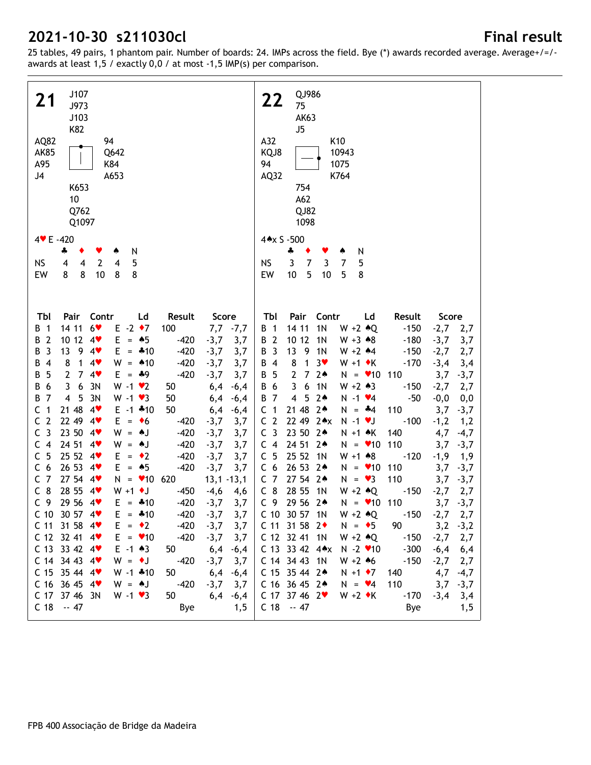## 2021-10-30 s211030cl

**Final result**

25 tables, 49 pairs, 1 phantom pair. Number of boards: 24. IMPs across the field. Bye (*) awards recorded average. Average+/=/- awards at least 1,5 / exactly 0,0 / at most -1,5 IMP(s) per comparison.

### 21

North: ♠ J107 ♥ J973 ♦ J103 ♣ K82
West: ♠ AQ82 ♥ AK85 ♦ A95 ♣ J4
East: ♠ 94 ♥ Q642 ♦ K84 ♣ A653
South: ♠ K653 ♥ 10 ♦ Q762 ♣ Q1097

4♥ E -420

| | ♣ | ♦ | ♥ | ♠ | N |
|---|---|---|---|---|---|
| NS | 4 | 4 | 2 | 4 | 5 |
| EW | 8 | 8 | 10 | 8 | 8 |

| Tbl | Pair | Contr | Ld | Result | | Score | |
|---|---|---|---|---|---|---|---|
| B 1 | 14 11 | 6♥ E -2 | ♦7 | 100 | | 7,7 | -7,7 |
| B 2 | 10 12 | 4♥ E = | ♠5 | | -420 | -3,7 | 3,7 |
| B 3 | 13 9 | 4♥ E = | ♣10 | | -420 | -3,7 | 3,7 |
| B 4 | 8 1 | 4♥ W = | ♠10 | | -420 | -3,7 | 3,7 |
| B 5 | 2 7 | 4♥ E = | ♣9 | | -420 | -3,7 | 3,7 |
| B 6 | 3 6 | 3N W -1 | ♥2 | 50 | | 6,4 | -6,4 |
| B 7 | 4 5 | 3N W -1 | ♥3 | 50 | | 6,4 | -6,4 |
| C 1 | 21 48 | 4♥ E -1 | ♣10 | 50 | | 6,4 | -6,4 |
| C 2 | 22 49 | 4♥ E = | ♦6 | | -420 | -3,7 | 3,7 |
| C 3 | 23 50 | 4♥ W = | ♠J | | -420 | -3,7 | 3,7 |
| C 4 | 24 51 | 4♥ W = | ♠J | | -420 | -3,7 | 3,7 |
| C 5 | 25 52 | 4♥ E = | ♦2 | | -420 | -3,7 | 3,7 |
| C 6 | 26 53 | 4♥ E = | ♠5 | | -420 | -3,7 | 3,7 |
| C 7 | 27 54 | 4♥ N = | ♥10 | 620 | | 13,1 | -13,1 |
| C 8 | 28 55 | 4♥ W +1 | ♦J | | -450 | -4,6 | 4,6 |
| C 9 | 29 56 | 4♥ E = | ♣10 | | -420 | -3,7 | 3,7 |
| C 10 | 30 57 | 4♥ E = | ♣10 | | -420 | -3,7 | 3,7 |
| C 11 | 31 58 | 4♥ E = | ♦2 | | -420 | -3,7 | 3,7 |
| C 12 | 32 41 | 4♥ E = | ♥10 | | -420 | -3,7 | 3,7 |
| C 13 | 33 42 | 4♥ E -1 | ♠3 | 50 | | 6,4 | -6,4 |
| C 14 | 34 43 | 4♥ W = | ♦J | | -420 | -3,7 | 3,7 |
| C 15 | 35 44 | 4♥ W -1 | ♣10 | 50 | | 6,4 | -6,4 |
| C 16 | 36 45 | 4♥ W = | ♠J | | -420 | -3,7 | 3,7 |
| C 17 | 37 46 | 3N W -1 | ♥3 | 50 | | 6,4 | -6,4 |
| C 18 | -- 47 | | | | Bye | | 1,5 |

### 22

North: ♠ QJ986 ♥ 75 ♦ AK63 ♣ J5
West: ♠ A32 ♥ KQJ8 ♦ 94 ♣ AQ32
East: ♠ K10 ♥ 10943 ♦ 1075 ♣ K764
South: ♠ 754 ♥ A62 ♦ QJ82 ♣ 1098

4♠x S -500

| | ♣ | ♦ | ♥ | ♠ | N |
|---|---|---|---|---|---|
| NS | 3 | 7 | 3 | 7 | 5 |
| EW | 10 | 5 | 10 | 5 | 8 |

| Tbl | Pair | Contr | Ld | Result | | Score | |
|---|---|---|---|---|---|---|---|
| B 1 | 14 11 | 1N W +2 | ♠Q | | -150 | -2,7 | 2,7 |
| B 2 | 10 12 | 1N W +3 | ♠8 | | -180 | -3,7 | 3,7 |
| B 3 | 13 9 | 1N W +2 | ♠4 | | -150 | -2,7 | 2,7 |
| B 4 | 8 1 | 3♥ W +1 | ♦K | | -170 | -3,4 | 3,4 |
| B 5 | 2 7 | 2♠ N = | ♥10 | 110 | | 3,7 | -3,7 |
| B 6 | 3 6 | 1N W +2 | ♠3 | | -150 | -2,7 | 2,7 |
| B 7 | 4 5 | 2♠ N -1 | ♥4 | | -50 | -0,0 | 0,0 |
| C 1 | 21 48 | 2♠ N = | ♣4 | 110 | | 3,7 | -3,7 |
| C 2 | 22 49 | 2♠x N -1 | ♥J | | -100 | -1,2 | 1,2 |
| C 3 | 23 50 | 2♠ N +1 | ♠K | 140 | | 4,7 | -4,7 |
| C 4 | 24 51 | 2♠ N = | ♥10 | 110 | | 3,7 | -3,7 |
| C 5 | 25 52 | 1N W +1 | ♠8 | | -120 | -1,9 | 1,9 |
| C 6 | 26 53 | 2♠ N = | ♥10 | 110 | | 3,7 | -3,7 |
| C 7 | 27 54 | 2♠ N = | ♥3 | 110 | | 3,7 | -3,7 |
| C 8 | 28 55 | 1N W +2 | ♠Q | | -150 | -2,7 | 2,7 |
| C 9 | 29 56 | 2♠ N = | ♥10 | 110 | | 3,7 | -3,7 |
| C 10 | 30 57 | 1N W +2 | ♠Q | | -150 | -2,7 | 2,7 |
| C 11 | 31 58 | 2♦ N = | ♦5 | 90 | | 3,2 | -3,2 |
| C 12 | 32 41 | 1N W +2 | ♠Q | | -150 | -2,7 | 2,7 |
| C 13 | 33 42 | 4♠x N -2 | ♥10 | | -300 | -6,4 | 6,4 |
| C 14 | 34 43 | 1N W +2 | ♠6 | | -150 | -2,7 | 2,7 |
| C 15 | 35 44 | 2♠ N +1 | ♦7 | 140 | | 4,7 | -4,7 |
| C 16 | 36 45 | 2♠ N = | ♥4 | 110 | | 3,7 | -3,7 |
| C 17 | 37 46 | 2♥ W +2 | ♦K | | -170 | -3,4 | 3,4 |
| C 18 | -- 47 | | | | Bye | | 1,5 |

FPB 400 Associação de Bridge da Madeira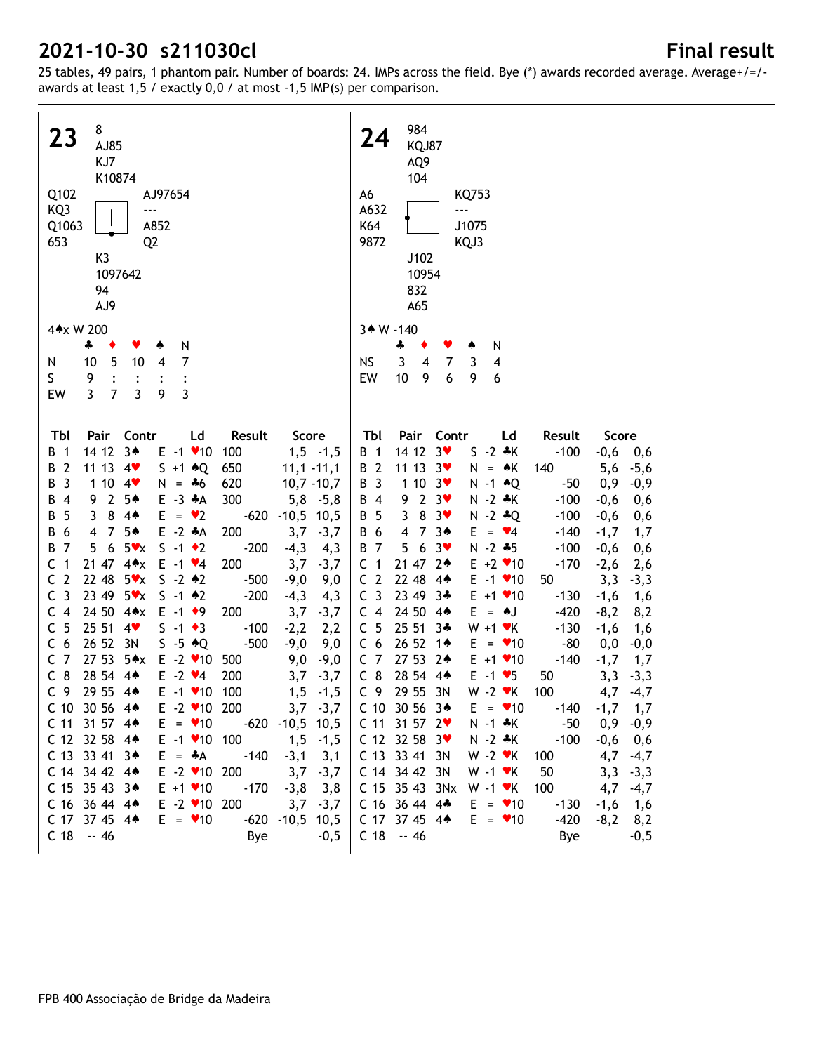# 2021-10-30 s211030cl

## Final result

25 tables, 49 pairs, 1 phantom pair. Number of boards: 24. IMPs across the field. Bye (*) awards recorded average. Average+/=/- awards at least 1,5 / exactly 0,0 / at most -1,5 IMP(s) per comparison.

## Board 23

North: ♠ 8 ♥ AJ85 ♦ KJ7 ♣ K10874

West: ♠ Q102 ♥ KQ3 ♦ Q1063 ♣ 653

East: ♠ AJ97654 ♥ --- ♦ A852 ♣ Q2

South: ♠ K3 ♥ 1097642 ♦ 94 ♣ AJ9

4♠x W 200

| | ♣ | ♦ | ♥ | ♠ | N |
|---|---|---|---|---|---|
| N | 10 | 5 | 10 | 4 | 7 |
| S | 9 | : | : | : | : |
| EW | 3 | 7 | 3 | 9 | 3 |

| Tbl | Pair | Contr | Ld | Result | | Score | |
|---|---|---|---|---|---|---|---|
| B 1 | 14 12 | 3♠ E -1 | ♥10 | 100 | | 1,5 | -1,5 |
| B 2 | 11 13 | 4♥ S +1 | ♠Q | 650 | | 11,1 | -11,1 |
| B 3 | 1 10 | 4♥ N = | ♣6 | 620 | | 10,7 | -10,7 |
| B 4 | 9 2 | 5♠ E -3 | ♣A | 300 | | 5,8 | -5,8 |
| B 5 | 3 8 | 4♠ E = | ♥2 | | -620 | -10,5 | 10,5 |
| B 6 | 4 7 | 5♠ E -2 | ♣A | 200 | | 3,7 | -3,7 |
| B 7 | 5 6 | 5♥x S -1 | ♦2 | | -200 | -4,3 | 4,3 |
| C 1 | 21 47 | 4♠x E -1 | ♥4 | 200 | | 3,7 | -3,7 |
| C 2 | 22 48 | 5♥x S -2 | ♠2 | | -500 | -9,0 | 9,0 |
| C 3 | 23 49 | 5♥x S -1 | ♠2 | | -200 | -4,3 | 4,3 |
| C 4 | 24 50 | 4♠x E -1 | ♦9 | 200 | | 3,7 | -3,7 |
| C 5 | 25 51 | 4♥ S -1 | ♦3 | | -100 | -2,2 | 2,2 |
| C 6 | 26 52 | 3N S -5 | ♠Q | | -500 | -9,0 | 9,0 |
| C 7 | 27 53 | 5♠x E -2 | ♥10 | 500 | | 9,0 | -9,0 |
| C 8 | 28 54 | 4♠ E -2 | ♥4 | 200 | | 3,7 | -3,7 |
| C 9 | 29 55 | 4♠ E -1 | ♥10 | 100 | | 1,5 | -1,5 |
| C 10 | 30 56 | 4♠ E -2 | ♥10 | 200 | | 3,7 | -3,7 |
| C 11 | 31 57 | 4♠ E = | ♥10 | | -620 | -10,5 | 10,5 |
| C 12 | 32 58 | 4♠ E -1 | ♥10 | 100 | | 1,5 | -1,5 |
| C 13 | 33 41 | 3♠ E = | ♣A | | -140 | -3,1 | 3,1 |
| C 14 | 34 42 | 4♠ E -2 | ♥10 | 200 | | 3,7 | -3,7 |
| C 15 | 35 43 | 3♠ E +1 | ♥10 | | -170 | -3,8 | 3,8 |
| C 16 | 36 44 | 4♠ E -2 | ♥10 | 200 | | 3,7 | -3,7 |
| C 17 | 37 45 | 4♠ E = | ♥10 | | -620 | -10,5 | 10,5 |
| C 18 | -- 46 | | | | Bye | | -0,5 |

## Board 24

North: ♠ 984 ♥ KQJ87 ♦ AQ9 ♣ 104

West: ♠ A6 ♥ A632 ♦ K64 ♣ 9872

East: ♠ KQ753 ♥ --- ♦ J1075 ♣ KQJ3

South: ♠ J102 ♥ 10954 ♦ 832 ♣ A65

3♠ W -140

| | ♣ | ♦ | ♥ | ♠ | N |
|---|---|---|---|---|---|
| NS | 3 | 4 | 7 | 3 | 4 |
| EW | 10 | 9 | 6 | 9 | 6 |

| Tbl | Pair | Contr | Ld | Result | | Score | |
|---|---|---|---|---|---|---|---|
| B 1 | 14 12 | 3♥ S -2 | ♣K | | -100 | -0,6 | 0,6 |
| B 2 | 11 13 | 3♥ N = | ♠K | 140 | | 5,6 | -5,6 |
| B 3 | 1 10 | 3♥ N -1 | ♠Q | | -50 | 0,9 | -0,9 |
| B 4 | 9 2 | 3♥ N -2 | ♣K | | -100 | -0,6 | 0,6 |
| B 5 | 3 8 | 3♥ N -2 | ♣Q | | -100 | -0,6 | 0,6 |
| B 6 | 4 7 | 3♠ E = | ♥4 | | -140 | -1,7 | 1,7 |
| B 7 | 5 6 | 3♥ N -2 | ♣5 | | -100 | -0,6 | 0,6 |
| C 1 | 21 47 | 2♠ E +2 | ♥10 | | -170 | -2,6 | 2,6 |
| C 2 | 22 48 | 4♠ E -1 | ♥10 | 50 | | 3,3 | -3,3 |
| C 3 | 23 49 | 3♣ E +1 | ♥10 | | -130 | -1,6 | 1,6 |
| C 4 | 24 50 | 4♠ E = | ♠J | | -420 | -8,2 | 8,2 |
| C 5 | 25 51 | 3♣ W +1 | ♥K | | -130 | -1,6 | 1,6 |
| C 6 | 26 52 | 1♠ E = | ♥10 | | -80 | 0,0 | -0,0 |
| C 7 | 27 53 | 2♠ E +1 | ♥10 | | -140 | -1,7 | 1,7 |
| C 8 | 28 54 | 4♠ E -1 | ♥5 | 50 | | 3,3 | -3,3 |
| C 9 | 29 55 | 3N W -2 | ♥K | 100 | | 4,7 | -4,7 |
| C 10 | 30 56 | 3♠ E = | ♥10 | | -140 | -1,7 | 1,7 |
| C 11 | 31 57 | 2♥ N -1 | ♣K | | -50 | 0,9 | -0,9 |
| C 12 | 32 58 | 3♥ N -2 | ♣K | | -100 | -0,6 | 0,6 |
| C 13 | 33 41 | 3N W -2 | ♥K | 100 | | 4,7 | -4,7 |
| C 14 | 34 42 | 3N W -1 | ♥K | 50 | | 3,3 | -3,3 |
| C 15 | 35 43 | 3Nx W -1 | ♥K | 100 | | 4,7 | -4,7 |
| C 16 | 36 44 | 4♣ E = | ♥10 | | -130 | -1,6 | 1,6 |
| C 17 | 37 45 | 4♠ E = | ♥10 | | -420 | -8,2 | 8,2 |
| C 18 | -- 46 | | | | Bye | | -0,5 |

FPB 400 Associação de Bridge da Madeira